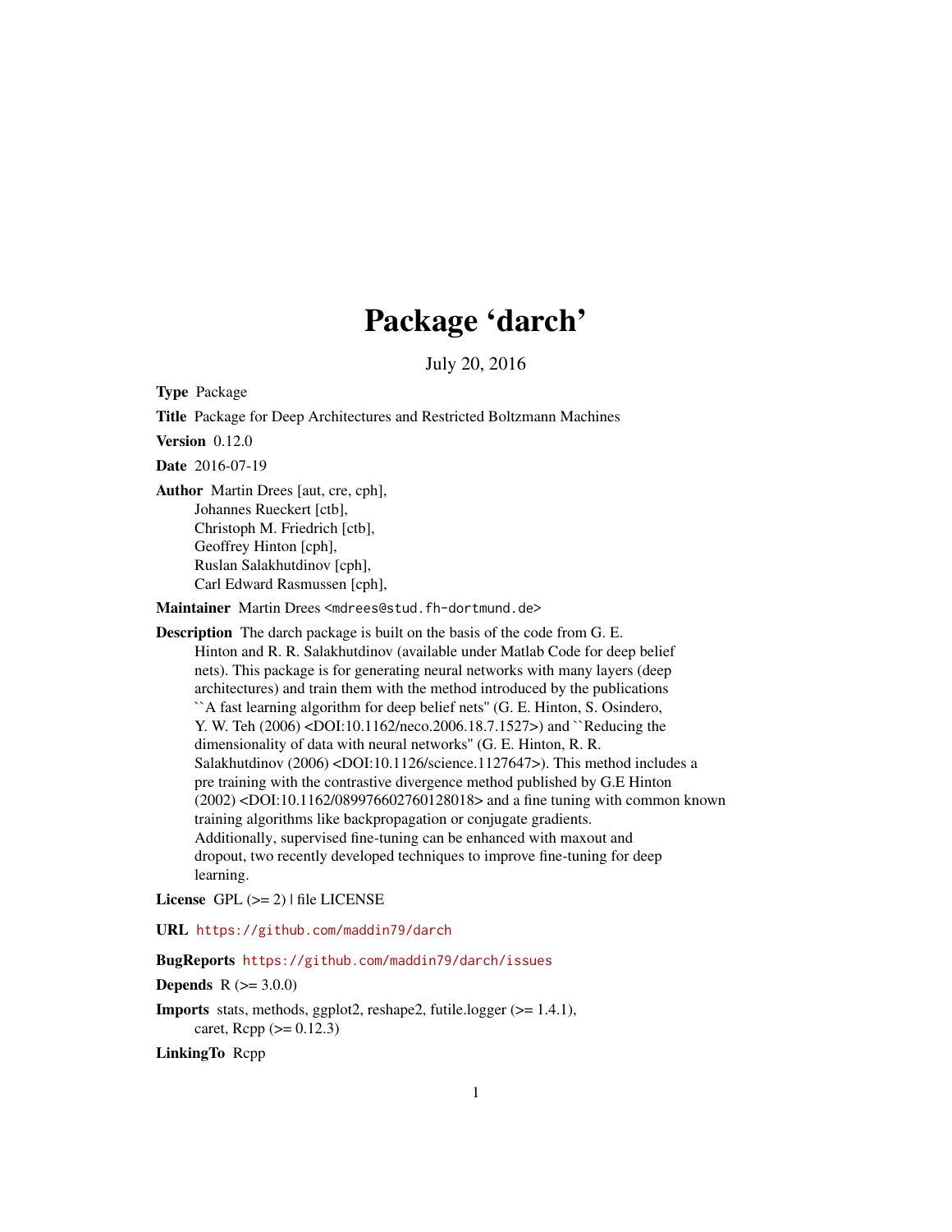# Package 'darch'

July 20, 2016

**Type** Package

**Title** Package for Deep Architectures and Restricted Boltzmann Machines

**Version** 0.12.0

**Date** 2016-07-19

**Author** Martin Drees [aut, cre, cph],
Johannes Rueckert [ctb],
Christoph M. Friedrich [ctb],
Geoffrey Hinton [cph],
Ruslan Salakhutdinov [cph],
Carl Edward Rasmussen [cph],

**Maintainer** Martin Drees <mdrees@stud.fh-dortmund.de>

**Description** The darch package is built on the basis of the code from G. E. Hinton and R. R. Salakhutdinov (available under Matlab Code for deep belief nets). This package is for generating neural networks with many layers (deep architectures) and train them with the method introduced by the publications ``A fast learning algorithm for deep belief nets'' (G. E. Hinton, S. Osindero, Y. W. Teh (2006) <DOI:10.1162/neco.2006.18.7.1527>) and ``Reducing the dimensionality of data with neural networks'' (G. E. Hinton, R. R. Salakhutdinov (2006) <DOI:10.1126/science.1127647>). This method includes a pre training with the contrastive divergence method published by G.E Hinton (2002) <DOI:10.1162/089976602760128018> and a fine tuning with common known training algorithms like backpropagation or conjugate gradients. Additionally, supervised fine-tuning can be enhanced with maxout and dropout, two recently developed techniques to improve fine-tuning for deep learning.

**License** GPL (>= 2) | file LICENSE

**URL** https://github.com/maddin79/darch

**BugReports** https://github.com/maddin79/darch/issues

**Depends** R (>= 3.0.0)

**Imports** stats, methods, ggplot2, reshape2, futile.logger (>= 1.4.1), caret, Rcpp (>= 0.12.3)

**LinkingTo** Rcpp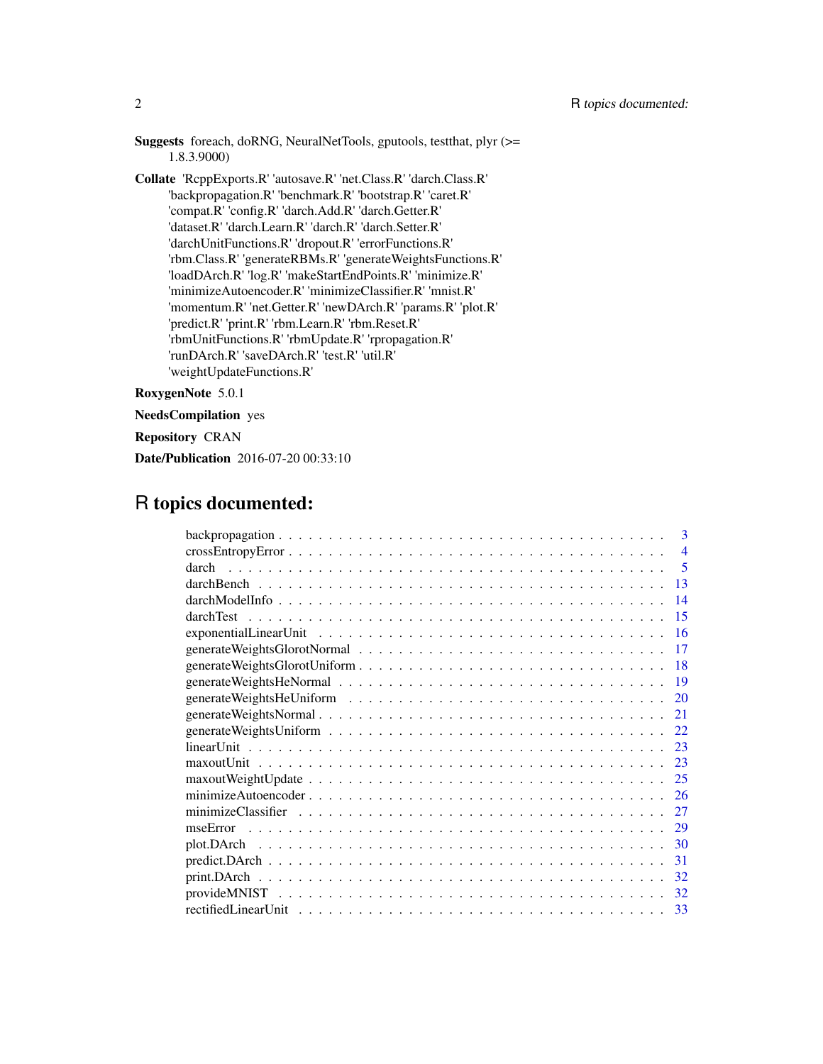**Suggests** foreach, doRNG, NeuralNetTools, gputools, testthat, plyr (>= 1.8.3.9000)

**Collate** 'RcppExports.R' 'autosave.R' 'net.Class.R' 'darch.Class.R' 'backpropagation.R' 'benchmark.R' 'bootstrap.R' 'caret.R' 'compat.R' 'config.R' 'darch.Add.R' 'darch.Getter.R' 'dataset.R' 'darch.Learn.R' 'darch.R' 'darch.Setter.R' 'darchUnitFunctions.R' 'dropout.R' 'errorFunctions.R' 'rbm.Class.R' 'generateRBMs.R' 'generateWeightsFunctions.R' 'loadDArch.R' 'log.R' 'makeStartEndPoints.R' 'minimize.R' 'minimizeAutoencoder.R' 'minimizeClassifier.R' 'mnist.R' 'momentum.R' 'net.Getter.R' 'newDArch.R' 'params.R' 'plot.R' 'predict.R' 'print.R' 'rbm.Learn.R' 'rbm.Reset.R' 'rbmUnitFunctions.R' 'rbmUpdate.R' 'rpropagation.R' 'runDArch.R' 'saveDArch.R' 'test.R' 'util.R' 'weightUpdateFunctions.R'

**RoxygenNote** 5.0.1

**NeedsCompilation** yes

**Repository** CRAN

**Date/Publication** 2016-07-20 00:33:10

# R topics documented:

- backpropagation . . . . . 3
- crossEntropyError . . . . . 4
- darch . . . . . 5
- darchBench . . . . . 13
- darchModelInfo . . . . . 14
- darchTest . . . . . 15
- exponentialLinearUnit . . . . . 16
- generateWeightsGlorotNormal . . . . . 17
- generateWeightsGlorotUniform . . . . . 18
- generateWeightsHeNormal . . . . . 19
- generateWeightsHeUniform . . . . . 20
- generateWeightsNormal . . . . . 21
- generateWeightsUniform . . . . . 22
- linearUnit . . . . . 23
- maxoutUnit . . . . . 23
- maxoutWeightUpdate . . . . . 25
- minimizeAutoencoder . . . . . 26
- minimizeClassifier . . . . . 27
- mseError . . . . . 29
- plot.DArch . . . . . 30
- predict.DArch . . . . . 31
- print.DArch . . . . . 32
- provideMNIST . . . . . 32
- rectifiedLinearUnit . . . . . 33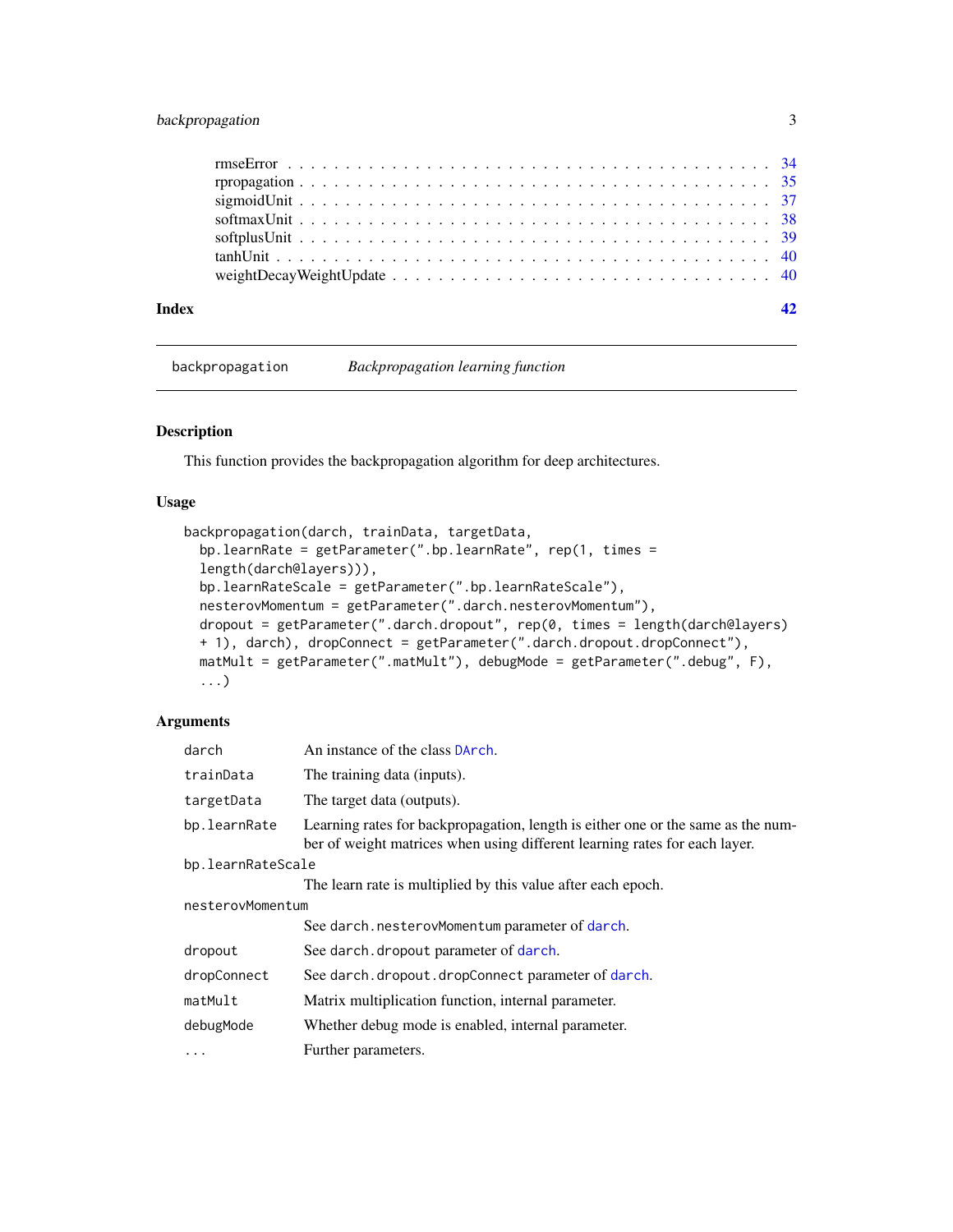rmseError . . . . . . . . . . . . . . . . . . . . . . . . . . . . . . . . . . . . . . . . 34
rpropagation . . . . . . . . . . . . . . . . . . . . . . . . . . . . . . . . . . . . . . . 35
sigmoidUnit . . . . . . . . . . . . . . . . . . . . . . . . . . . . . . . . . . . . . . . . 37
softmaxUnit . . . . . . . . . . . . . . . . . . . . . . . . . . . . . . . . . . . . . . . . 38
softplusUnit . . . . . . . . . . . . . . . . . . . . . . . . . . . . . . . . . . . . . . . 39
tanhUnit . . . . . . . . . . . . . . . . . . . . . . . . . . . . . . . . . . . . . . . . . 40
weightDecayWeightUpdate . . . . . . . . . . . . . . . . . . . . . . . . . . . . . . . . 40

**Index** **42**

---

`backpropagation` *Backpropagation learning function*

---

## Description

This function provides the backpropagation algorithm for deep architectures.

## Usage

```
backpropagation(darch, trainData, targetData,
  bp.learnRate = getParameter(".bp.learnRate", rep(1, times =
  length(darch@layers))),
  bp.learnRateScale = getParameter(".bp.learnRateScale"),
  nesterovMomentum = getParameter(".darch.nesterovMomentum"),
  dropout = getParameter(".darch.dropout", rep(0, times = length(darch@layers)
  + 1), darch), dropConnect = getParameter(".darch.dropout.dropConnect"),
  matMult = getParameter(".matMult"), debugMode = getParameter(".debug", F),
  ...)
```

## Arguments

| Argument | Description |
|---|---|
| `darch` | An instance of the class `DArch`. |
| `trainData` | The training data (inputs). |
| `targetData` | The target data (outputs). |
| `bp.learnRate` | Learning rates for backpropagation, length is either one or the same as the number of weight matrices when using different learning rates for each layer. |
| `bp.learnRateScale` | The learn rate is multiplied by this value after each epoch. |
| `nesterovMomentum` | See `darch.nesterovMomentum` parameter of `darch`. |
| `dropout` | See `darch.dropout` parameter of `darch`. |
| `dropConnect` | See `darch.dropout.dropConnect` parameter of `darch`. |
| `matMult` | Matrix multiplication function, internal parameter. |
| `debugMode` | Whether debug mode is enabled, internal parameter. |
| `...` | Further parameters. |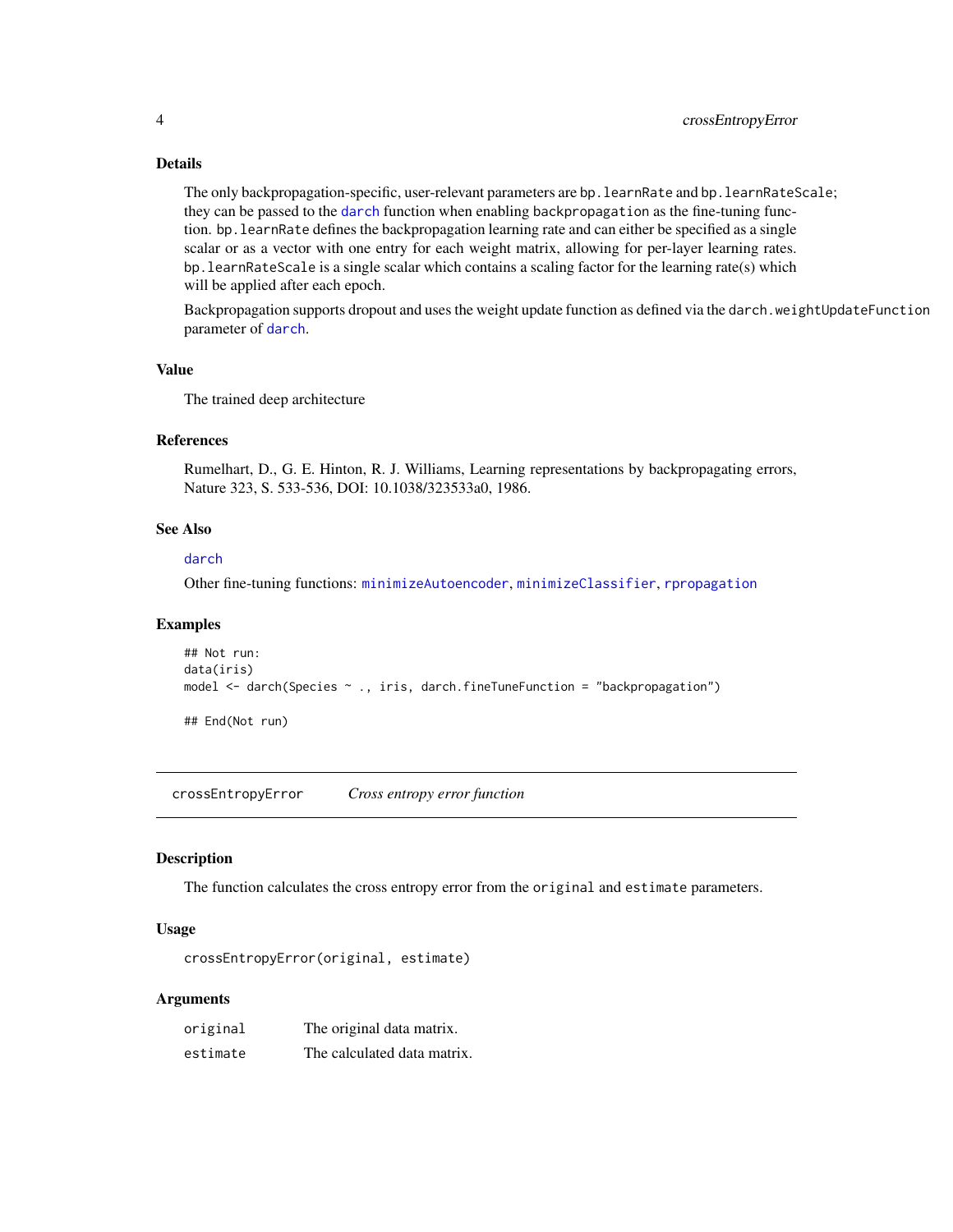### Details

The only backpropagation-specific, user-relevant parameters are `bp.learnRate` and `bp.learnRateScale`; they can be passed to the `darch` function when enabling `backpropagation` as the fine-tuning function. `bp.learnRate` defines the backpropagation learning rate and can either be specified as a single scalar or as a vector with one entry for each weight matrix, allowing for per-layer learning rates. `bp.learnRateScale` is a single scalar which contains a scaling factor for the learning rate(s) which will be applied after each epoch.

Backpropagation supports dropout and uses the weight update function as defined via the `darch.weightUpdateFunction` parameter of `darch`.

### Value

The trained deep architecture

### References

Rumelhart, D., G. E. Hinton, R. J. Williams, Learning representations by backpropagating errors, Nature 323, S. 533-536, DOI: 10.1038/323533a0, 1986.

### See Also

`darch`

Other fine-tuning functions: `minimizeAutoencoder`, `minimizeClassifier`, `rpropagation`

### Examples

```
## Not run:
data(iris)
model <- darch(Species ~ ., iris, darch.fineTuneFunction = "backpropagation")

## End(Not run)
```

---

## crossEntropyError    *Cross entropy error function*

### Description

The function calculates the cross entropy error from the `original` and `estimate` parameters.

### Usage

```
crossEntropyError(original, estimate)
```

### Arguments

| | |
|---|---|
| `original` | The original data matrix. |
| `estimate` | The calculated data matrix. |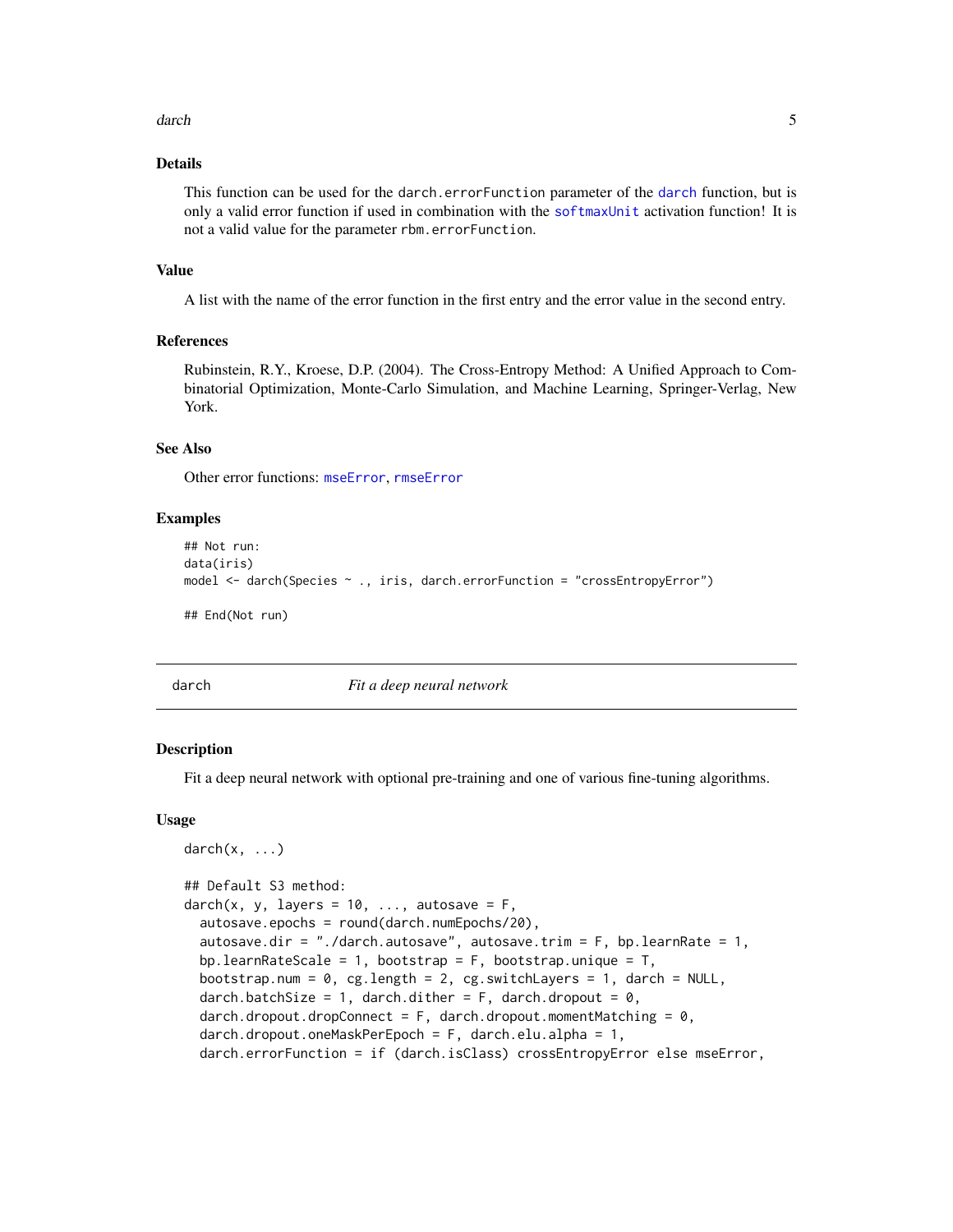### Details

This function can be used for the `darch.errorFunction` parameter of the `darch` function, but is only a valid error function if used in combination with the `softmaxUnit` activation function! It is not a valid value for the parameter `rbm.errorFunction`.

### Value

A list with the name of the error function in the first entry and the error value in the second entry.

### References

Rubinstein, R.Y., Kroese, D.P. (2004). The Cross-Entropy Method: A Unified Approach to Combinatorial Optimization, Monte-Carlo Simulation, and Machine Learning, Springer-Verlag, New York.

### See Also

Other error functions: `mseError`, `rmseError`

### Examples

```
## Not run:
data(iris)
model <- darch(Species ~ ., iris, darch.errorFunction = "crossEntropyError")

## End(Not run)
```

---

## darch — *Fit a deep neural network*

### Description

Fit a deep neural network with optional pre-training and one of various fine-tuning algorithms.

### Usage

```
darch(x, ...)

## Default S3 method:
darch(x, y, layers = 10, ..., autosave = F,
  autosave.epochs = round(darch.numEpochs/20),
  autosave.dir = "./darch.autosave", autosave.trim = F, bp.learnRate = 1,
  bp.learnRateScale = 1, bootstrap = F, bootstrap.unique = T,
  bootstrap.num = 0, cg.length = 2, cg.switchLayers = 1, darch = NULL,
  darch.batchSize = 1, darch.dither = F, darch.dropout = 0,
  darch.dropout.dropConnect = F, darch.dropout.momentMatching = 0,
  darch.dropout.oneMaskPerEpoch = F, darch.elu.alpha = 1,
  darch.errorFunction = if (darch.isClass) crossEntropyError else mseError,
```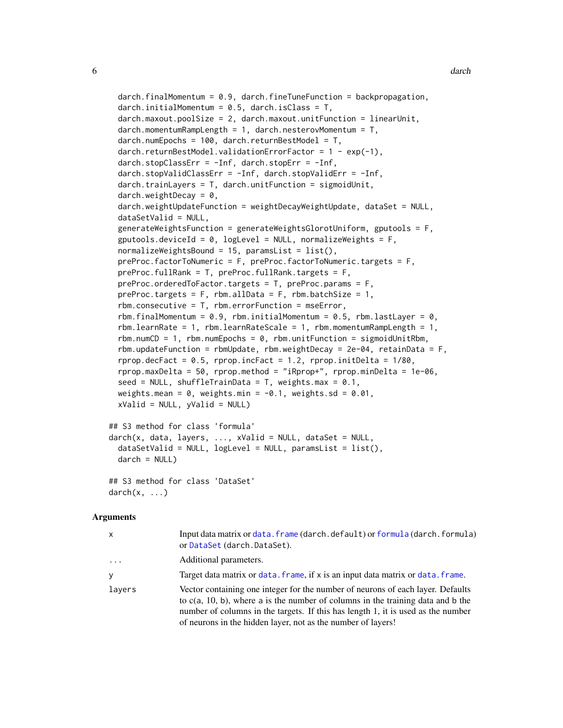```
  darch.finalMomentum = 0.9, darch.fineTuneFunction = backpropagation,
  darch.initialMomentum = 0.5, darch.isClass = T,
  darch.maxout.poolSize = 2, darch.maxout.unitFunction = linearUnit,
  darch.momentumRampLength = 1, darch.nesterovMomentum = T,
  darch.numEpochs = 100, darch.returnBestModel = T,
  darch.returnBestModel.validationErrorFactor = 1 - exp(-1),
  darch.stopClassErr = -Inf, darch.stopErr = -Inf,
  darch.stopValidClassErr = -Inf, darch.stopValidErr = -Inf,
  darch.trainLayers = T, darch.unitFunction = sigmoidUnit,
  darch.weightDecay = 0,
  darch.weightUpdateFunction = weightDecayWeightUpdate, dataSet = NULL,
  dataSetValid = NULL,
  generateWeightsFunction = generateWeightsGlorotUniform, gputools = F,
  gputools.deviceId = 0, logLevel = NULL, normalizeWeights = F,
  normalizeWeightsBound = 15, paramsList = list(),
  preProc.factorToNumeric = F, preProc.factorToNumeric.targets = F,
  preProc.fullRank = T, preProc.fullRank.targets = F,
  preProc.orderedToFactor.targets = T, preProc.params = F,
  preProc.targets = F, rbm.allData = F, rbm.batchSize = 1,
  rbm.consecutive = T, rbm.errorFunction = mseError,
  rbm.finalMomentum = 0.9, rbm.initialMomentum = 0.5, rbm.lastLayer = 0,
  rbm.learnRate = 1, rbm.learnRateScale = 1, rbm.momentumRampLength = 1,
  rbm.numCD = 1, rbm.numEpochs = 0, rbm.unitFunction = sigmoidUnitRbm,
  rbm.updateFunction = rbmUpdate, rbm.weightDecay = 2e-04, retainData = F,
  rprop.decFact = 0.5, rprop.incFact = 1.2, rprop.initDelta = 1/80,
  rprop.maxDelta = 50, rprop.method = "iRprop+", rprop.minDelta = 1e-06,
  seed = NULL, shuffleTrainData = T, weights.max = 0.1,
  weights.mean = 0, weights.min = -0.1, weights.sd = 0.01,
  xValid = NULL, yValid = NULL)

## S3 method for class 'formula'
darch(x, data, layers, ..., xValid = NULL, dataSet = NULL,
  dataSetValid = NULL, logLevel = NULL, paramsList = list(),
  darch = NULL)

## S3 method for class 'DataSet'
darch(x, ...)
```

### Arguments

| | |
|---|---|
| x | Input data matrix or data.frame (darch.default) or formula (darch.formula) or DataSet (darch.DataSet). |
| ... | Additional parameters. |
| y | Target data matrix or data.frame, if x is an input data matrix or data.frame. |
| layers | Vector containing one integer for the number of neurons of each layer. Defaults to c(a, 10, b), where a is the number of columns in the training data and b the number of columns in the targets. If this has length 1, it is used as the number of neurons in the hidden layer, not as the number of layers! |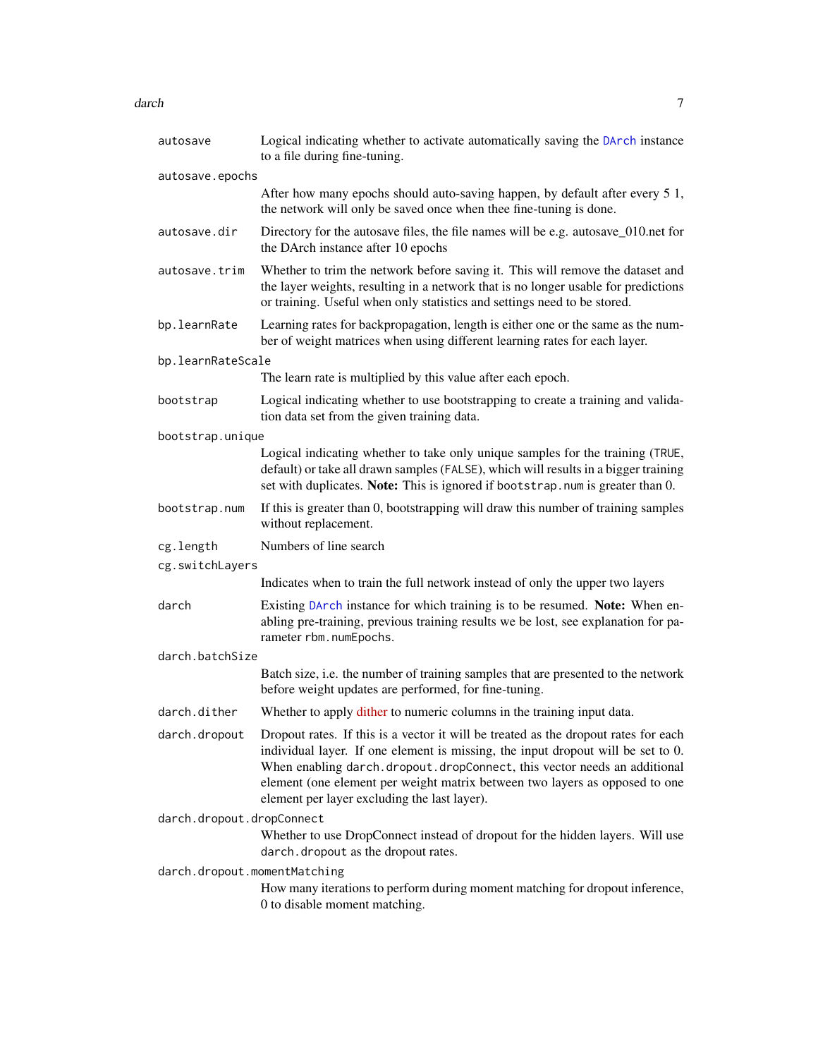| | |
|---|---|
| `autosave` | Logical indicating whether to activate automatically saving the `DArch` instance to a file during fine-tuning. |
| `autosave.epochs` | After how many epochs should auto-saving happen, by default after every 5 1, the network will only be saved once when thee fine-tuning is done. |
| `autosave.dir` | Directory for the autosave files, the file names will be e.g. autosave_010.net for the DArch instance after 10 epochs |
| `autosave.trim` | Whether to trim the network before saving it. This will remove the dataset and the layer weights, resulting in a network that is no longer usable for predictions or training. Useful when only statistics and settings need to be stored. |
| `bp.learnRate` | Learning rates for backpropagation, length is either one or the same as the number of weight matrices when using different learning rates for each layer. |
| `bp.learnRateScale` | The learn rate is multiplied by this value after each epoch. |
| `bootstrap` | Logical indicating whether to use bootstrapping to create a training and validation data set from the given training data. |
| `bootstrap.unique` | Logical indicating whether to take only unique samples for the training (`TRUE`, default) or take all drawn samples (`FALSE`), which will results in a bigger training set with duplicates. **Note:** This is ignored if `bootstrap.num` is greater than 0. |
| `bootstrap.num` | If this is greater than 0, bootstrapping will draw this number of training samples without replacement. |
| `cg.length` | Numbers of line search |
| `cg.switchLayers` | Indicates when to train the full network instead of only the upper two layers |
| `darch` | Existing `DArch` instance for which training is to be resumed. **Note:** When enabling pre-training, previous training results we be lost, see explanation for parameter `rbm.numEpochs`. |
| `darch.batchSize` | Batch size, i.e. the number of training samples that are presented to the network before weight updates are performed, for fine-tuning. |
| `darch.dither` | Whether to apply dither to numeric columns in the training input data. |
| `darch.dropout` | Dropout rates. If this is a vector it will be treated as the dropout rates for each individual layer. If one element is missing, the input dropout will be set to 0. When enabling `darch.dropout.dropConnect`, this vector needs an additional element (one element per weight matrix between two layers as opposed to one element per layer excluding the last layer). |
| `darch.dropout.dropConnect` | Whether to use DropConnect instead of dropout for the hidden layers. Will use `darch.dropout` as the dropout rates. |
| `darch.dropout.momentMatching` | How many iterations to perform during moment matching for dropout inference, 0 to disable moment matching. |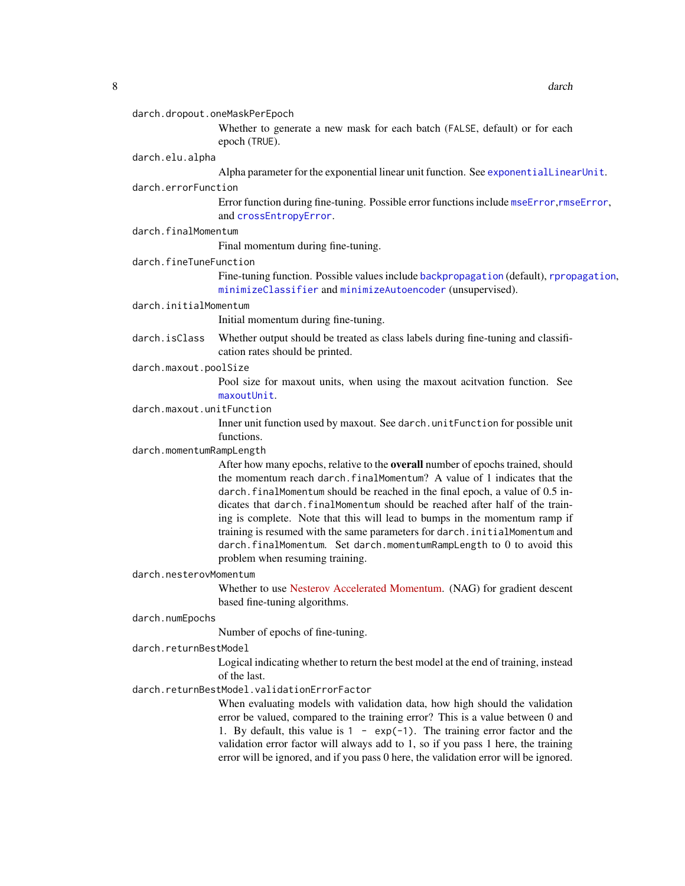`darch.dropout.oneMaskPerEpoch`
: Whether to generate a new mask for each batch (`FALSE`, default) or for each epoch (`TRUE`).

`darch.elu.alpha`
: Alpha parameter for the exponential linear unit function. See `exponentialLinearUnit`.

`darch.errorFunction`
: Error function during fine-tuning. Possible error functions include `mseError`,`rmseError`, and `crossEntropyError`.

`darch.finalMomentum`
: Final momentum during fine-tuning.

`darch.fineTuneFunction`
: Fine-tuning function. Possible values include `backpropagation` (default), `rpropagation`, `minimizeClassifier` and `minimizeAutoencoder` (unsupervised).

`darch.initialMomentum`
: Initial momentum during fine-tuning.

`darch.isClass`
: Whether output should be treated as class labels during fine-tuning and classification rates should be printed.

`darch.maxout.poolSize`
: Pool size for maxout units, when using the maxout acitvation function. See `maxoutUnit`.

`darch.maxout.unitFunction`
: Inner unit function used by maxout. See `darch.unitFunction` for possible unit functions.

`darch.momentumRampLength`
: After how many epochs, relative to the **overall** number of epochs trained, should the momentum reach `darch.finalMomentum`? A value of 1 indicates that the `darch.finalMomentum` should be reached in the final epoch, a value of 0.5 indicates that `darch.finalMomentum` should be reached after half of the training is complete. Note that this will lead to bumps in the momentum ramp if training is resumed with the same parameters for `darch.initialMomentum` and `darch.finalMomentum`. Set `darch.momentumRampLength` to 0 to avoid this problem when resuming training.

`darch.nesterovMomentum`
: Whether to use Nesterov Accelerated Momentum. (NAG) for gradient descent based fine-tuning algorithms.

`darch.numEpochs`
: Number of epochs of fine-tuning.

`darch.returnBestModel`
: Logical indicating whether to return the best model at the end of training, instead of the last.

`darch.returnBestModel.validationErrorFactor`
: When evaluating models with validation data, how high should the validation error be valued, compared to the training error? This is a value between 0 and 1. By default, this value is `1 - exp(-1)`. The training error factor and the validation error factor will always add to 1, so if you pass 1 here, the training error will be ignored, and if you pass 0 here, the validation error will be ignored.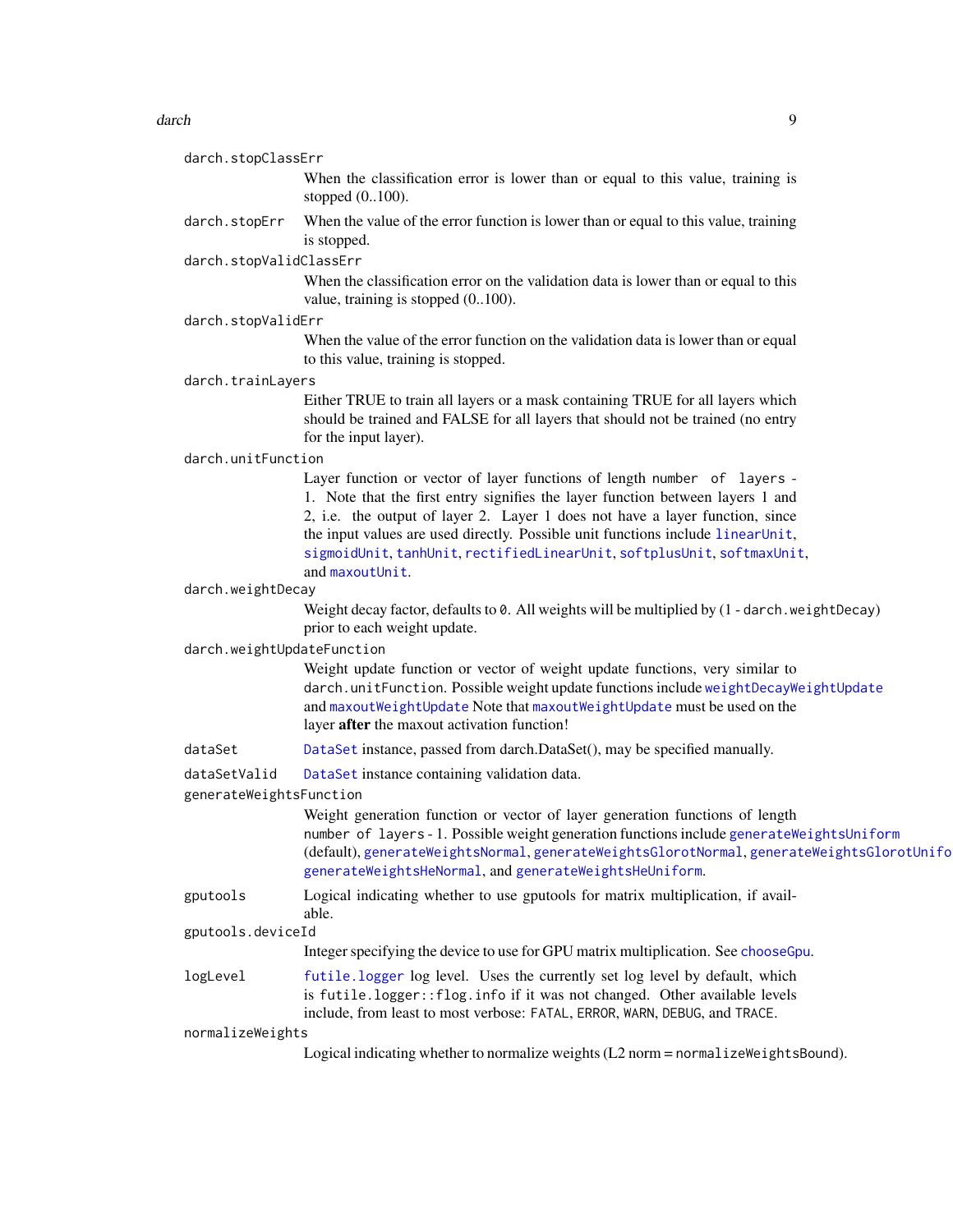darch.stopClassErr

When the classification error is lower than or equal to this value, training is stopped (0..100).

darch.stopErr

When the value of the error function is lower than or equal to this value, training is stopped.

darch.stopValidClassErr

When the classification error on the validation data is lower than or equal to this value, training is stopped (0..100).

darch.stopValidErr

When the value of the error function on the validation data is lower than or equal to this value, training is stopped.

darch.trainLayers

Either TRUE to train all layers or a mask containing TRUE for all layers which should be trained and FALSE for all layers that should not be trained (no entry for the input layer).

darch.unitFunction

Layer function or vector of layer functions of length `number of layers - 1`. Note that the first entry signifies the layer function between layers 1 and 2, i.e. the output of layer 2. Layer 1 does not have a layer function, since the input values are used directly. Possible unit functions include `linearUnit`, `sigmoidUnit`, `tanhUnit`, `rectifiedLinearUnit`, `softplusUnit`, `softmaxUnit`, and `maxoutUnit`.

darch.weightDecay

Weight decay factor, defaults to `0`. All weights will be multiplied by (1 - `darch.weightDecay`) prior to each weight update.

darch.weightUpdateFunction

Weight update function or vector of weight update functions, very similar to `darch.unitFunction`. Possible weight update functions include `weightDecayWeightUpdate` and `maxoutWeightUpdate` Note that `maxoutWeightUpdate` must be used on the layer **after** the maxout activation function!

dataSet

`DataSet` instance, passed from darch.DataSet(), may be specified manually.

dataSetValid

`DataSet` instance containing validation data.

generateWeightsFunction

Weight generation function or vector of layer generation functions of length `number of layers - 1`. Possible weight generation functions include `generateWeightsUniform` (default), `generateWeightsNormal`, `generateWeightsGlorotNormal`, `generateWeightsGlorotUniform`, `generateWeightsHeNormal`, and `generateWeightsHeUniform`.

gputools

Logical indicating whether to use gputools for matrix multiplication, if available.

gputools.deviceId

Integer specifying the device to use for GPU matrix multiplication. See `chooseGpu`.

logLevel

`futile.logger` log level. Uses the currently set log level by default, which is `futile.logger::flog.info` if it was not changed. Other available levels include, from least to most verbose: `FATAL`, `ERROR`, `WARN`, `DEBUG`, and `TRACE`.

normalizeWeights

Logical indicating whether to normalize weights (L2 norm = `normalizeWeightsBound`).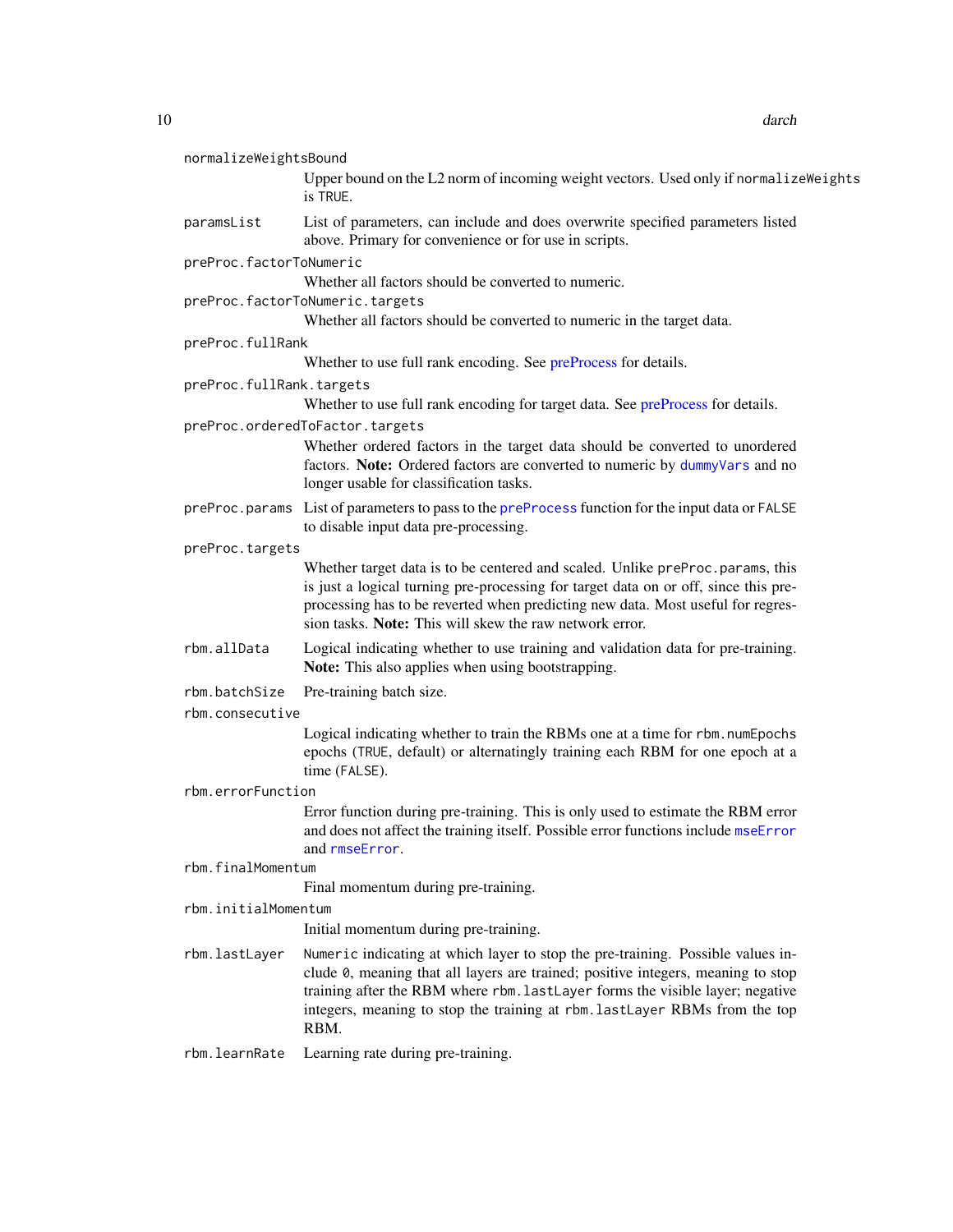`normalizeWeightsBound`
: Upper bound on the L2 norm of incoming weight vectors. Used only if `normalizeWeights` is `TRUE`.

`paramsList`
: List of parameters, can include and does overwrite specified parameters listed above. Primary for convenience or for use in scripts.

`preProc.factorToNumeric`
: Whether all factors should be converted to numeric.

`preProc.factorToNumeric.targets`
: Whether all factors should be converted to numeric in the target data.

`preProc.fullRank`
: Whether to use full rank encoding. See preProcess for details.

`preProc.fullRank.targets`
: Whether to use full rank encoding for target data. See preProcess for details.

`preProc.orderedToFactor.targets`
: Whether ordered factors in the target data should be converted to unordered factors. **Note:** Ordered factors are converted to numeric by `dummyVars` and no longer usable for classification tasks.

`preProc.params`
: List of parameters to pass to the `preProcess` function for the input data or `FALSE` to disable input data pre-processing.

`preProc.targets`
: Whether target data is to be centered and scaled. Unlike `preProc.params`, this is just a logical turning pre-processing for target data on or off, since this pre-processing has to be reverted when predicting new data. Most useful for regression tasks. **Note:** This will skew the raw network error.

`rbm.allData`
: Logical indicating whether to use training and validation data for pre-training. **Note:** This also applies when using bootstrapping.

`rbm.batchSize`
: Pre-training batch size.

`rbm.consecutive`
: Logical indicating whether to train the RBMs one at a time for `rbm.numEpochs` epochs (`TRUE`, default) or alternatingly training each RBM for one epoch at a time (`FALSE`).

`rbm.errorFunction`
: Error function during pre-training. This is only used to estimate the RBM error and does not affect the training itself. Possible error functions include `mseError` and `rmseError`.

`rbm.finalMomentum`
: Final momentum during pre-training.

`rbm.initialMomentum`
: Initial momentum during pre-training.

`rbm.lastLayer`
: `Numeric` indicating at which layer to stop the pre-training. Possible values include `0`, meaning that all layers are trained; positive integers, meaning to stop training after the RBM where `rbm.lastLayer` forms the visible layer; negative integers, meaning to stop the training at `rbm.lastLayer` RBMs from the top RBM.

`rbm.learnRate`
: Learning rate during pre-training.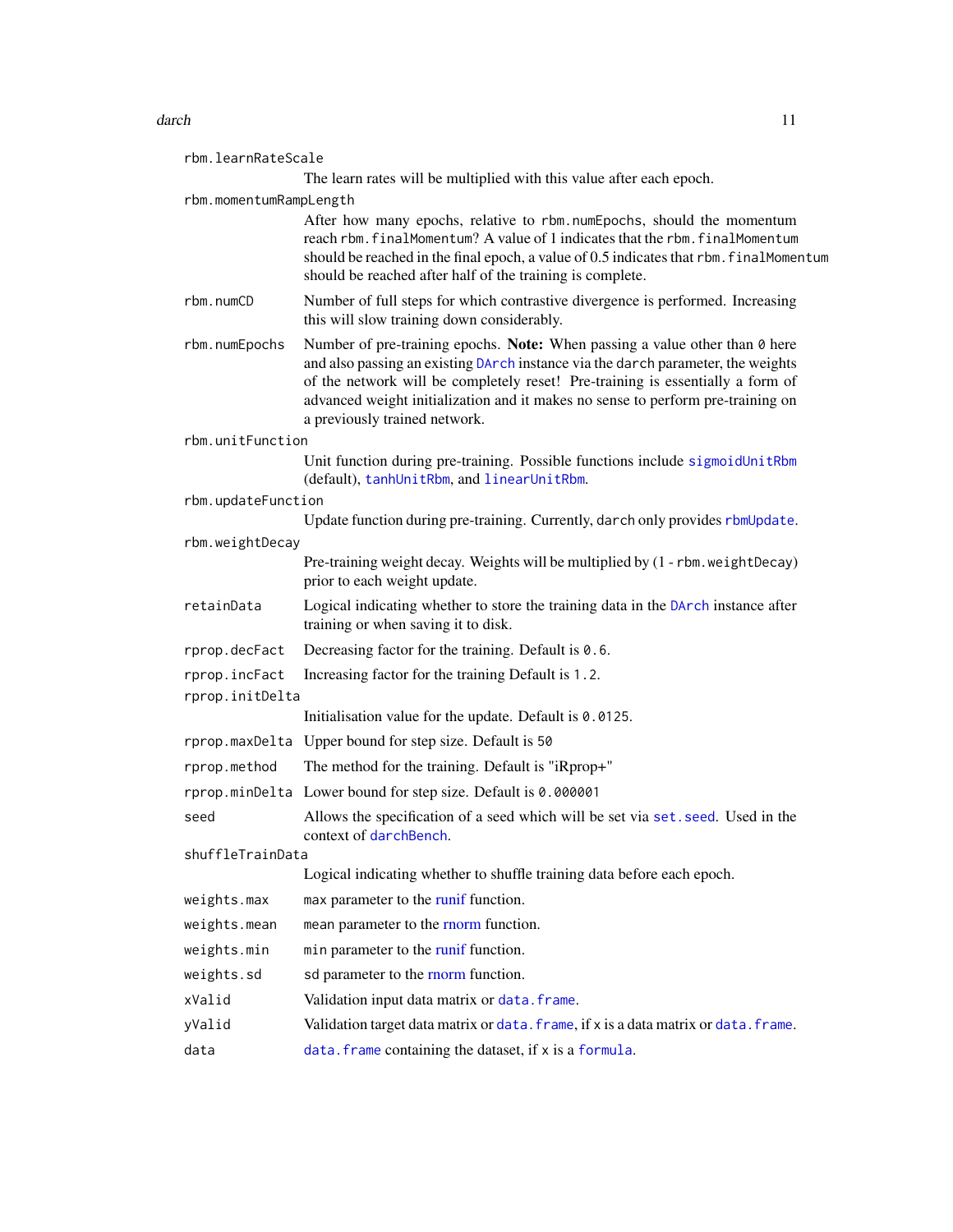`rbm.learnRateScale`
: The learn rates will be multiplied with this value after each epoch.

`rbm.momentumRampLength`
: After how many epochs, relative to `rbm.numEpochs`, should the momentum reach `rbm.finalMomentum`? A value of 1 indicates that the `rbm.finalMomentum` should be reached in the final epoch, a value of 0.5 indicates that `rbm.finalMomentum` should be reached after half of the training is complete.

`rbm.numCD`
: Number of full steps for which contrastive divergence is performed. Increasing this will slow training down considerably.

`rbm.numEpochs`
: Number of pre-training epochs. **Note:** When passing a value other than `0` here and also passing an existing `DArch` instance via the `darch` parameter, the weights of the network will be completely reset! Pre-training is essentially a form of advanced weight initialization and it makes no sense to perform pre-training on a previously trained network.

`rbm.unitFunction`
: Unit function during pre-training. Possible functions include `sigmoidUnitRbm` (default), `tanhUnitRbm`, and `linearUnitRbm`.

`rbm.updateFunction`
: Update function during pre-training. Currently, `darch` only provides `rbmUpdate`.

`rbm.weightDecay`
: Pre-training weight decay. Weights will be multiplied by (1 - `rbm.weightDecay`) prior to each weight update.

`retainData`
: Logical indicating whether to store the training data in the `DArch` instance after training or when saving it to disk.

`rprop.decFact`
: Decreasing factor for the training. Default is `0.6`.

`rprop.incFact`
: Increasing factor for the training Default is `1.2`.

`rprop.initDelta`
: Initialisation value for the update. Default is `0.0125`.

`rprop.maxDelta`
: Upper bound for step size. Default is `50`

`rprop.method`
: The method for the training. Default is "iRprop+"

`rprop.minDelta`
: Lower bound for step size. Default is `0.000001`

`seed`
: Allows the specification of a seed which will be set via `set.seed`. Used in the context of `darchBench`.

`shuffleTrainData`
: Logical indicating whether to shuffle training data before each epoch.

`weights.max`
: `max` parameter to the runif function.

`weights.mean`
: `mean` parameter to the rnorm function.

`weights.min`
: `min` parameter to the runif function.

`weights.sd`
: `sd` parameter to the rnorm function.

`xValid`
: Validation input data matrix or `data.frame`.

`yValid`
: Validation target data matrix or `data.frame`, if `x` is a data matrix or `data.frame`.

`data`
: `data.frame` containing the dataset, if `x` is a `formula`.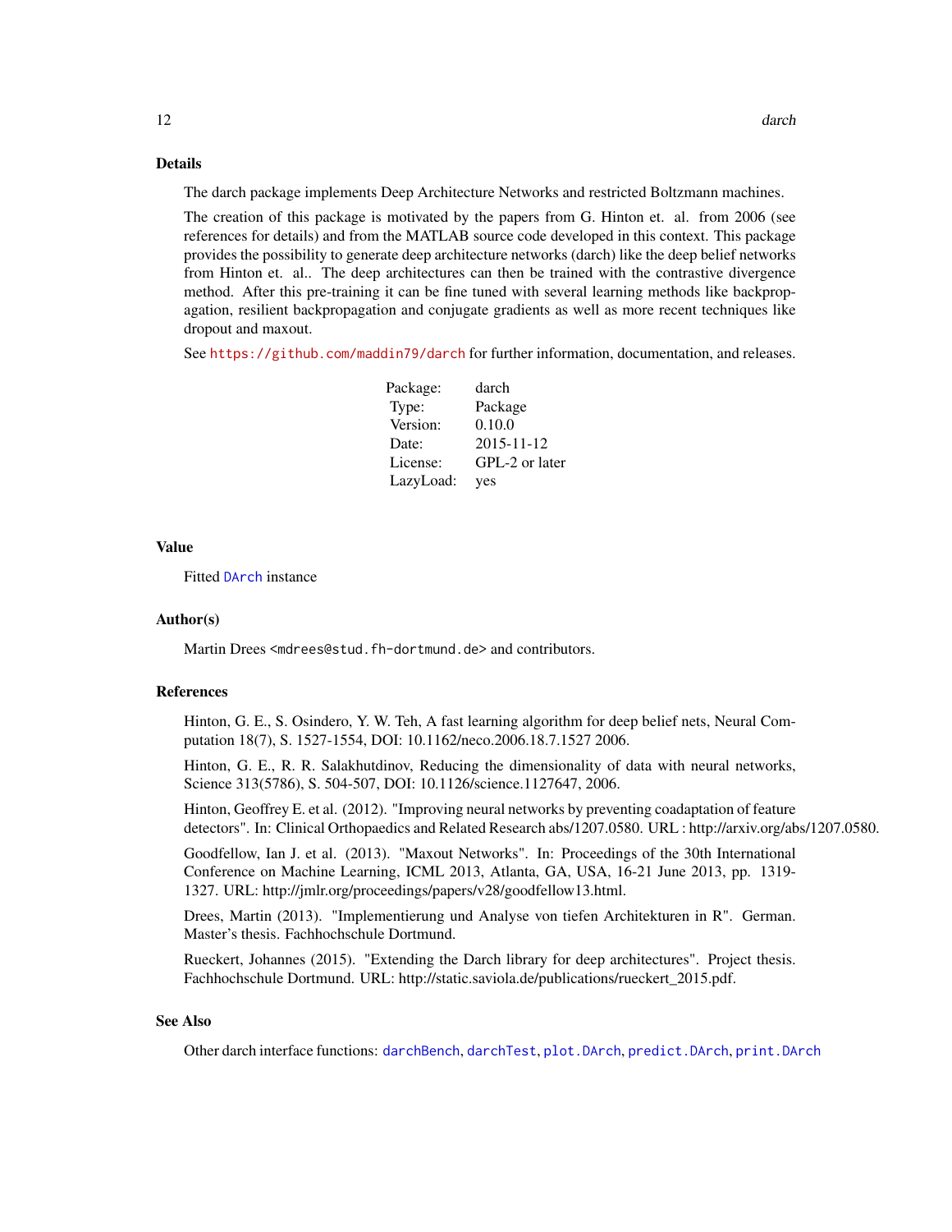### Details

The darch package implements Deep Architecture Networks and restricted Boltzmann machines.

The creation of this package is motivated by the papers from G. Hinton et. al. from 2006 (see references for details) and from the MATLAB source code developed in this context. This package provides the possibility to generate deep architecture networks (darch) like the deep belief networks from Hinton et. al.. The deep architectures can then be trained with the contrastive divergence method. After this pre-training it can be fine tuned with several learning methods like backpropagation, resilient backpropagation and conjugate gradients as well as more recent techniques like dropout and maxout.

See https://github.com/maddin79/darch for further information, documentation, and releases.

| | |
|---|---|
| Package: | darch |
| Type: | Package |
| Version: | 0.10.0 |
| Date: | 2015-11-12 |
| License: | GPL-2 or later |
| LazyLoad: | yes |

### Value

Fitted DArch instance

### Author(s)

Martin Drees <mdrees@stud.fh-dortmund.de> and contributors.

### References

Hinton, G. E., S. Osindero, Y. W. Teh, A fast learning algorithm for deep belief nets, Neural Computation 18(7), S. 1527-1554, DOI: 10.1162/neco.2006.18.7.1527 2006.

Hinton, G. E., R. R. Salakhutdinov, Reducing the dimensionality of data with neural networks, Science 313(5786), S. 504-507, DOI: 10.1126/science.1127647, 2006.

Hinton, Geoffrey E. et al. (2012). "Improving neural networks by preventing coadaptation of feature detectors". In: Clinical Orthopaedics and Related Research abs/1207.0580. URL : http://arxiv.org/abs/1207.0580.

Goodfellow, Ian J. et al. (2013). "Maxout Networks". In: Proceedings of the 30th International Conference on Machine Learning, ICML 2013, Atlanta, GA, USA, 16-21 June 2013, pp. 1319-1327. URL: http://jmlr.org/proceedings/papers/v28/goodfellow13.html.

Drees, Martin (2013). "Implementierung und Analyse von tiefen Architekturen in R". German. Master's thesis. Fachhochschule Dortmund.

Rueckert, Johannes (2015). "Extending the Darch library for deep architectures". Project thesis. Fachhochschule Dortmund. URL: http://static.saviola.de/publications/rueckert_2015.pdf.

### See Also

Other darch interface functions: darchBench, darchTest, plot.DArch, predict.DArch, print.DArch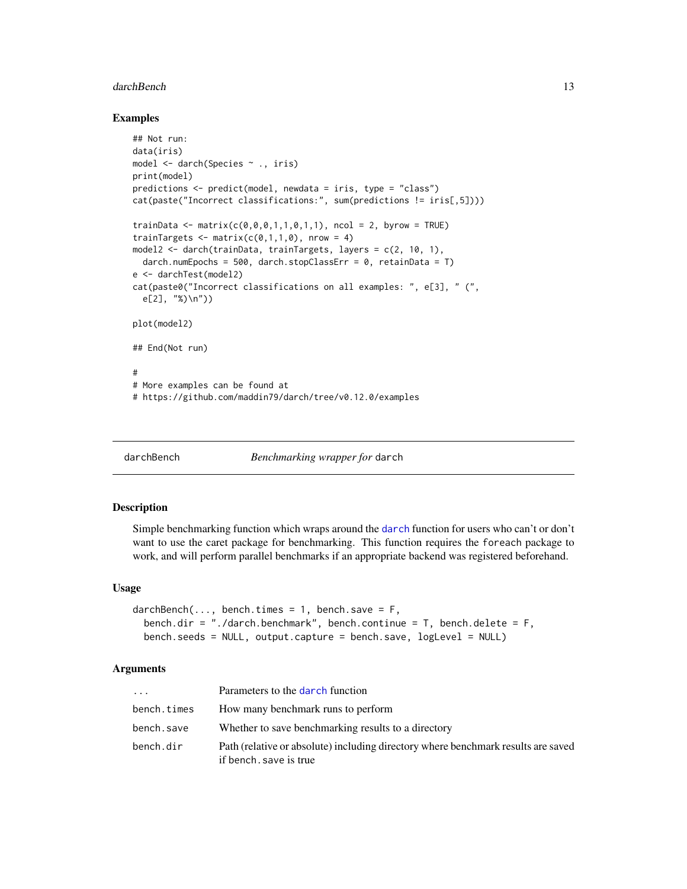### Examples

```
## Not run:
data(iris)
model <- darch(Species ~ ., iris)
print(model)
predictions <- predict(model, newdata = iris, type = "class")
cat(paste("Incorrect classifications:", sum(predictions != iris[,5])))

trainData <- matrix(c(0,0,0,1,1,0,1,1), ncol = 2, byrow = TRUE)
trainTargets <- matrix(c(0,1,1,0), nrow = 4)
model2 <- darch(trainData, trainTargets, layers = c(2, 10, 1),
  darch.numEpochs = 500, darch.stopClassErr = 0, retainData = T)
e <- darchTest(model2)
cat(paste0("Incorrect classifications on all examples: ", e[3], " (",
  e[2], "%)\n"))

plot(model2)

## End(Not run)

#
# More examples can be found at
# https://github.com/maddin79/darch/tree/v0.12.0/examples
```

---

## darchBench — *Benchmarking wrapper for* `darch`

### Description

Simple benchmarking function which wraps around the `darch` function for users who can't or don't want to use the caret package for benchmarking. This function requires the `foreach` package to work, and will perform parallel benchmarks if an appropriate backend was registered beforehand.

### Usage

```
darchBench(..., bench.times = 1, bench.save = F,
  bench.dir = "./darch.benchmark", bench.continue = T, bench.delete = F,
  bench.seeds = NULL, output.capture = bench.save, logLevel = NULL)
```

### Arguments

| | |
|---|---|
| `...` | Parameters to the `darch` function |
| `bench.times` | How many benchmark runs to perform |
| `bench.save` | Whether to save benchmarking results to a directory |
| `bench.dir` | Path (relative or absolute) including directory where benchmark results are saved if `bench.save` is true |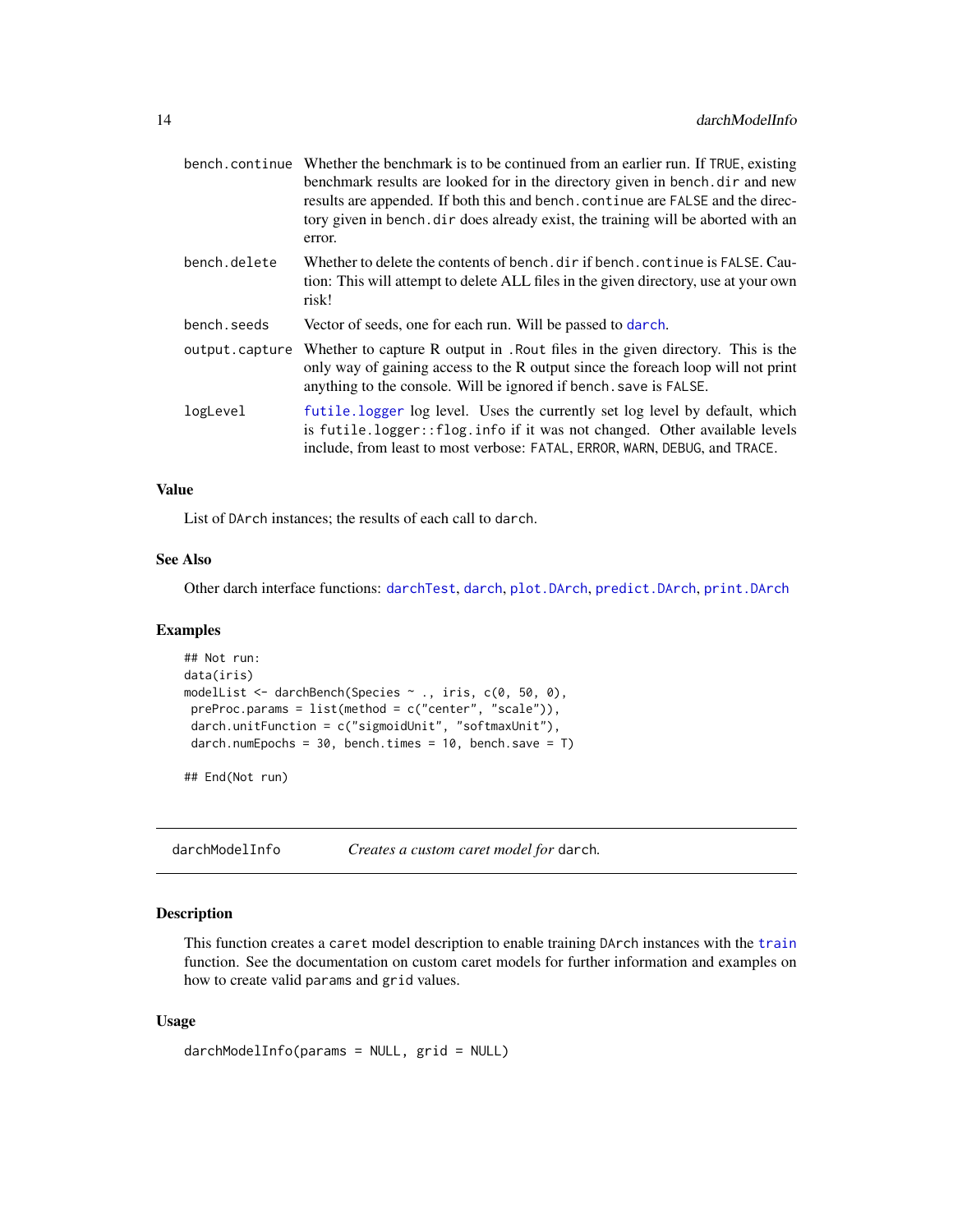| | |
|---|---|
| `bench.continue` | Whether the benchmark is to be continued from an earlier run. If `TRUE`, existing benchmark results are looked for in the directory given in `bench.dir` and new results are appended. If both this and `bench.continue` are `FALSE` and the directory given in `bench.dir` does already exist, the training will be aborted with an error. |
| `bench.delete` | Whether to delete the contents of `bench.dir` if `bench.continue` is `FALSE`. Caution: This will attempt to delete ALL files in the given directory, use at your own risk! |
| `bench.seeds` | Vector of seeds, one for each run. Will be passed to `darch`. |
| `output.capture` | Whether to capture R output in `.Rout` files in the given directory. This is the only way of gaining access to the R output since the foreach loop will not print anything to the console. Will be ignored if `bench.save` is `FALSE`. |
| `logLevel` | `futile.logger` log level. Uses the currently set log level by default, which is `futile.logger::flog.info` if it was not changed. Other available levels include, from least to most verbose: `FATAL`, `ERROR`, `WARN`, `DEBUG`, and `TRACE`. |

### Value

List of `DArch` instances; the results of each call to `darch`.

### See Also

Other darch interface functions: `darchTest`, `darch`, `plot.DArch`, `predict.DArch`, `print.DArch`

### Examples

```
## Not run:
data(iris)
modelList <- darchBench(Species ~ ., iris, c(0, 50, 0),
 preProc.params = list(method = c("center", "scale")),
 darch.unitFunction = c("sigmoidUnit", "softmaxUnit"),
 darch.numEpochs = 30, bench.times = 10, bench.save = T)

## End(Not run)
```

---

## darchModelInfo — *Creates a custom caret model for* `darch`.

### Description

This function creates a `caret` model description to enable training `DArch` instances with the `train` function. See the documentation on custom caret models for further information and examples on how to create valid `params` and `grid` values.

### Usage

```
darchModelInfo(params = NULL, grid = NULL)
```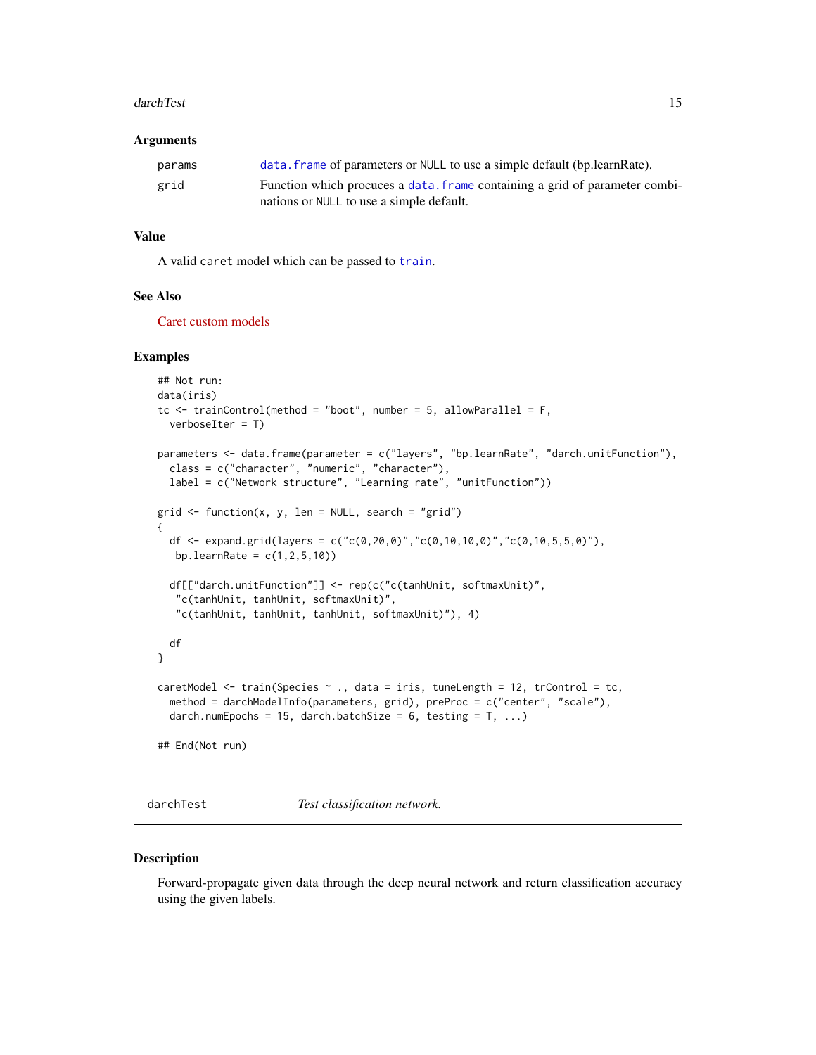### Arguments

| | |
|---|---|
| params | data.frame of parameters or NULL to use a simple default (bp.learnRate). |
| grid | Function which procuces a data.frame containing a grid of parameter combinations or NULL to use a simple default. |

### Value

A valid caret model which can be passed to train.

### See Also

Caret custom models

### Examples

```
## Not run:
data(iris)
tc <- trainControl(method = "boot", number = 5, allowParallel = F,
  verboseIter = T)

parameters <- data.frame(parameter = c("layers", "bp.learnRate", "darch.unitFunction"),
  class = c("character", "numeric", "character"),
  label = c("Network structure", "Learning rate", "unitFunction"))

grid <- function(x, y, len = NULL, search = "grid")
{
  df <- expand.grid(layers = c("c(0,20,0)","c(0,10,10,0)","c(0,10,5,5,0)"),
   bp.learnRate = c(1,2,5,10))

  df[["darch.unitFunction"]] <- rep(c("c(tanhUnit, softmaxUnit)",
   "c(tanhUnit, tanhUnit, softmaxUnit)",
   "c(tanhUnit, tanhUnit, tanhUnit, softmaxUnit)"), 4)

  df
}

caretModel <- train(Species ~ ., data = iris, tuneLength = 12, trControl = tc,
  method = darchModelInfo(parameters, grid), preProc = c("center", "scale"),
  darch.numEpochs = 15, darch.batchSize = 6, testing = T, ...)

## End(Not run)
```

---

## darchTest *Test classification network.*

### Description

Forward-propagate given data through the deep neural network and return classification accuracy using the given labels.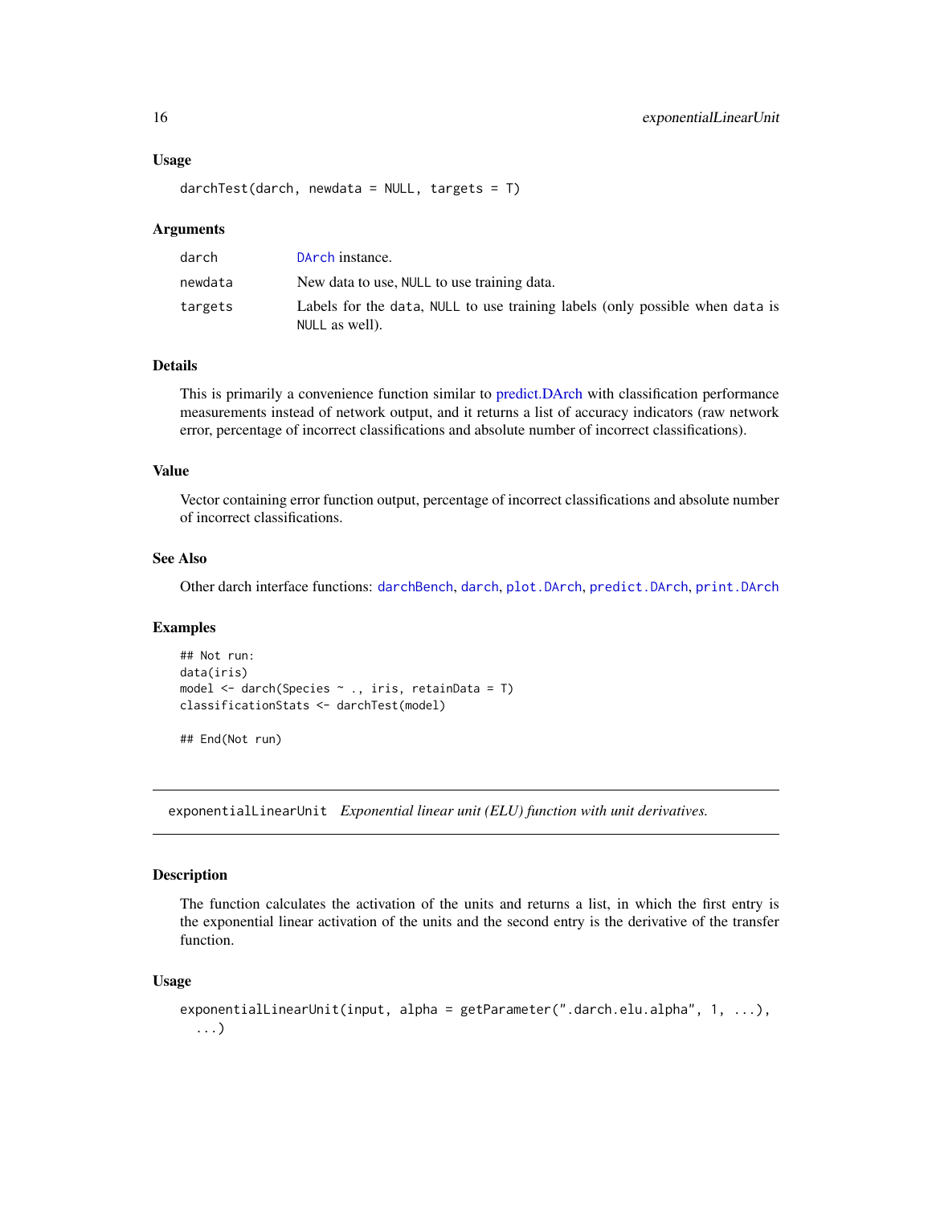### Usage

```
darchTest(darch, newdata = NULL, targets = T)
```

### Arguments

| | |
|---|---|
| darch | DArch instance. |
| newdata | New data to use, NULL to use training data. |
| targets | Labels for the data, NULL to use training labels (only possible when data is NULL as well). |

### Details

This is primarily a convenience function similar to predict.DArch with classification performance measurements instead of network output, and it returns a list of accuracy indicators (raw network error, percentage of incorrect classifications and absolute number of incorrect classifications).

### Value

Vector containing error function output, percentage of incorrect classifications and absolute number of incorrect classifications.

### See Also

Other darch interface functions: darchBench, darch, plot.DArch, predict.DArch, print.DArch

### Examples

```
## Not run:
data(iris)
model <- darch(Species ~ ., iris, retainData = T)
classificationStats <- darchTest(model)

## End(Not run)
```

---

## exponentialLinearUnit *Exponential linear unit (ELU) function with unit derivatives.*

---

### Description

The function calculates the activation of the units and returns a list, in which the first entry is the exponential linear activation of the units and the second entry is the derivative of the transfer function.

### Usage

```
exponentialLinearUnit(input, alpha = getParameter(".darch.elu.alpha", 1, ...),
  ...)
```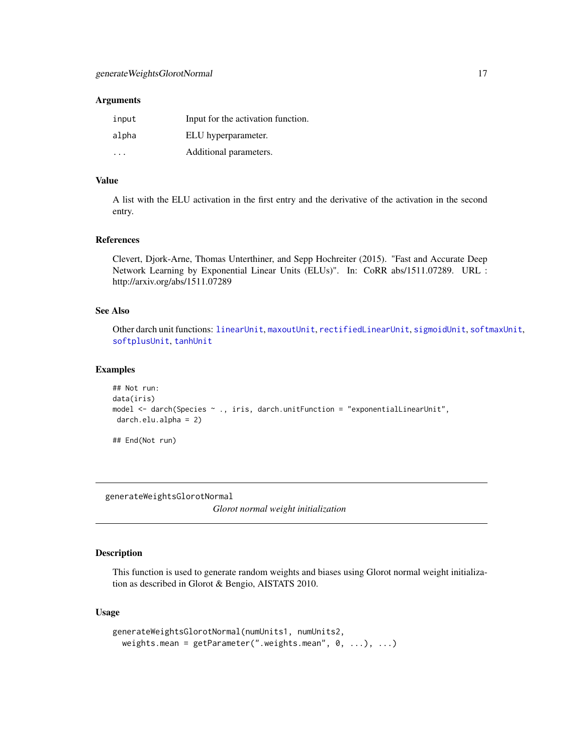### Arguments

| | |
|---|---|
| input | Input for the activation function. |
| alpha | ELU hyperparameter. |
| ... | Additional parameters. |

### Value

A list with the ELU activation in the first entry and the derivative of the activation in the second entry.

### References

Clevert, Djork-Arne, Thomas Unterthiner, and Sepp Hochreiter (2015). "Fast and Accurate Deep Network Learning by Exponential Linear Units (ELUs)". In: CoRR abs/1511.07289. URL : http://arxiv.org/abs/1511.07289

### See Also

Other darch unit functions: `linearUnit`, `maxoutUnit`, `rectifiedLinearUnit`, `sigmoidUnit`, `softmaxUnit`, `softplusUnit`, `tanhUnit`

### Examples

```
## Not run:
data(iris)
model <- darch(Species ~ ., iris, darch.unitFunction = "exponentialLinearUnit",
 darch.elu.alpha = 2)

## End(Not run)
```

---

## generateWeightsGlorotNormal

*Glorot normal weight initialization*

---

### Description

This function is used to generate random weights and biases using Glorot normal weight initialization as described in Glorot & Bengio, AISTATS 2010.

### Usage

```
generateWeightsGlorotNormal(numUnits1, numUnits2,
  weights.mean = getParameter(".weights.mean", 0, ...), ...)
```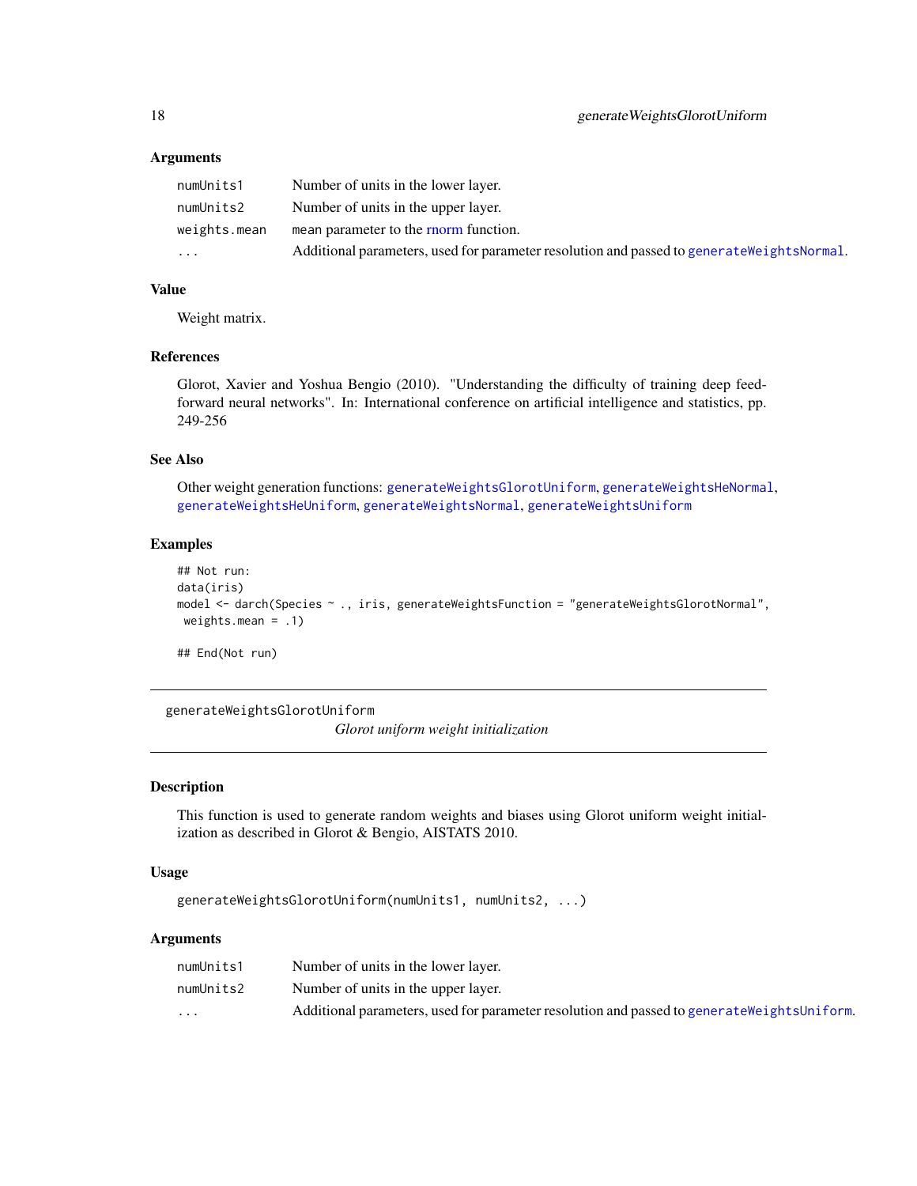### Arguments

| | |
|---|---|
| numUnits1 | Number of units in the lower layer. |
| numUnits2 | Number of units in the upper layer. |
| weights.mean | mean parameter to the rnorm function. |
| ... | Additional parameters, used for parameter resolution and passed to generateWeightsNormal. |

### Value

Weight matrix.

### References

Glorot, Xavier and Yoshua Bengio (2010). "Understanding the difficulty of training deep feed-forward neural networks". In: International conference on artificial intelligence and statistics, pp. 249-256

### See Also

Other weight generation functions: generateWeightsGlorotUniform, generateWeightsHeNormal, generateWeightsHeUniform, generateWeightsNormal, generateWeightsUniform

### Examples

```
## Not run:
data(iris)
model <- darch(Species ~ ., iris, generateWeightsFunction = "generateWeightsGlorotNormal",
 weights.mean = .1)

## End(Not run)
```

---

## generateWeightsGlorotUniform

*Glorot uniform weight initialization*

---

### Description

This function is used to generate random weights and biases using Glorot uniform weight initialization as described in Glorot & Bengio, AISTATS 2010.

### Usage

```
generateWeightsGlorotUniform(numUnits1, numUnits2, ...)
```

### Arguments

| | |
|---|---|
| numUnits1 | Number of units in the lower layer. |
| numUnits2 | Number of units in the upper layer. |
| ... | Additional parameters, used for parameter resolution and passed to generateWeightsUniform. |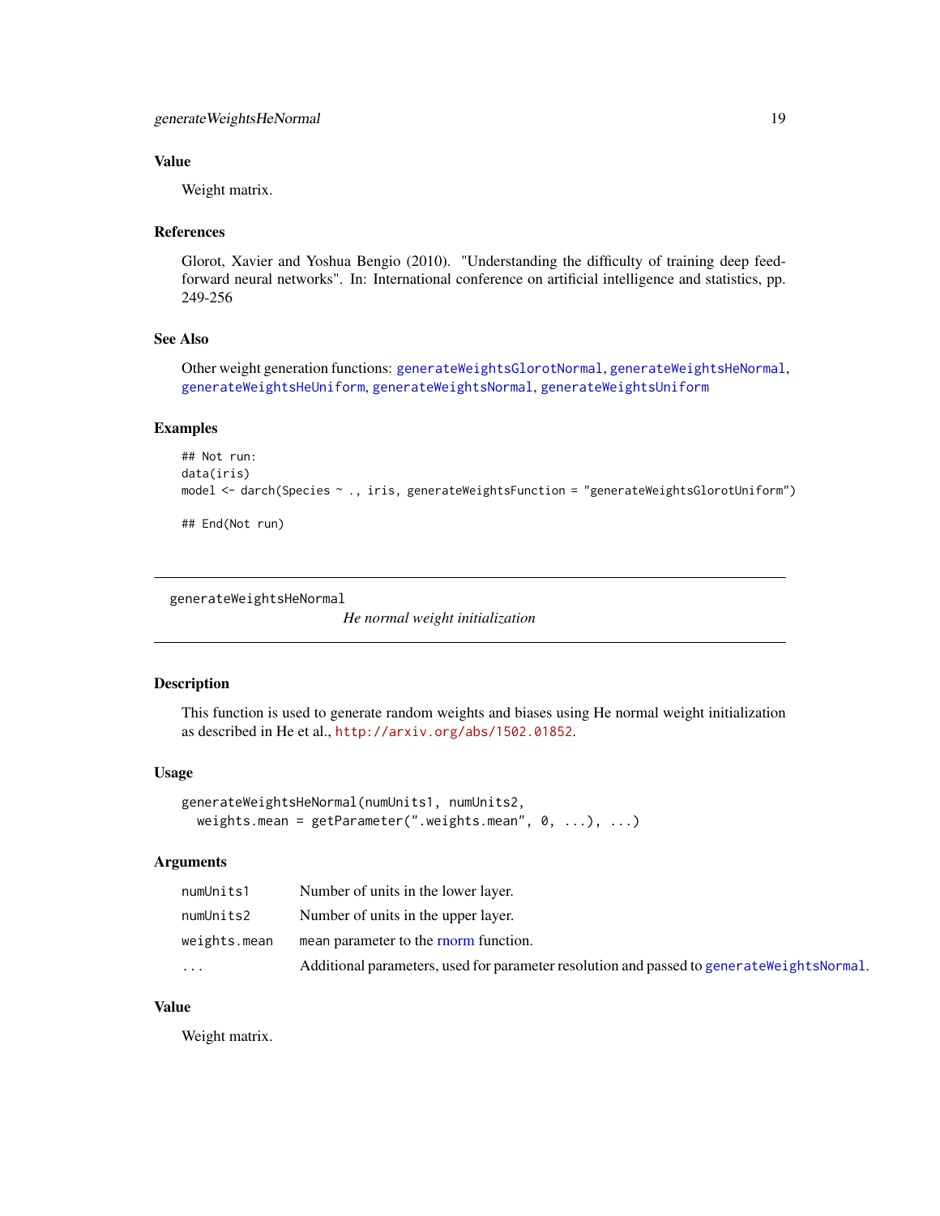### Value

Weight matrix.

### References

Glorot, Xavier and Yoshua Bengio (2010). "Understanding the difficulty of training deep feedforward neural networks". In: International conference on artificial intelligence and statistics, pp. 249-256

### See Also

Other weight generation functions: `generateWeightsGlorotNormal`, `generateWeightsHeNormal`, `generateWeightsHeUniform`, `generateWeightsNormal`, `generateWeightsUniform`

### Examples

```
## Not run:
data(iris)
model <- darch(Species ~ ., iris, generateWeightsFunction = "generateWeightsGlorotUniform")

## End(Not run)
```

---

## generateWeightsHeNormal

*He normal weight initialization*

---

### Description

This function is used to generate random weights and biases using He normal weight initialization as described in He et al., http://arxiv.org/abs/1502.01852.

### Usage

```
generateWeightsHeNormal(numUnits1, numUnits2,
  weights.mean = getParameter(".weights.mean", 0, ...), ...)
```

### Arguments

| | |
|---|---|
| `numUnits1` | Number of units in the lower layer. |
| `numUnits2` | Number of units in the upper layer. |
| `weights.mean` | `mean` parameter to the rnorm function. |
| `...` | Additional parameters, used for parameter resolution and passed to `generateWeightsNormal`. |

### Value

Weight matrix.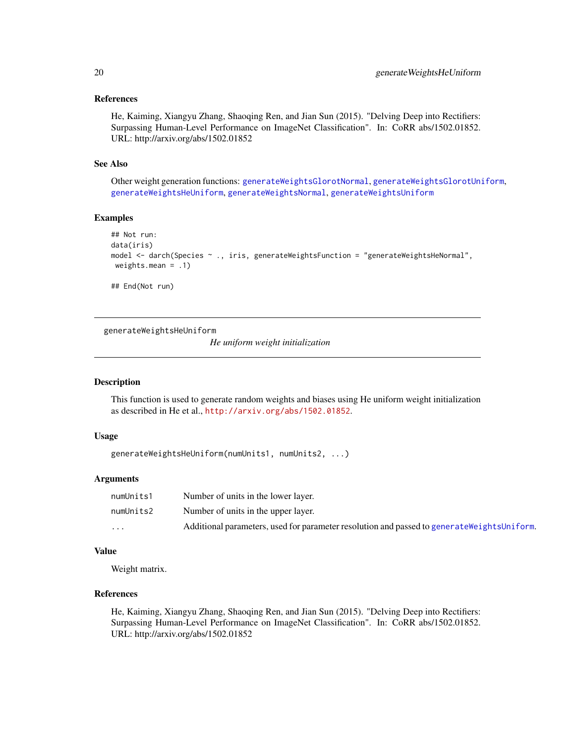### References

He, Kaiming, Xiangyu Zhang, Shaoqing Ren, and Jian Sun (2015). "Delving Deep into Rectifiers: Surpassing Human-Level Performance on ImageNet Classification". In: CoRR abs/1502.01852. URL: http://arxiv.org/abs/1502.01852

### See Also

Other weight generation functions: `generateWeightsGlorotNormal`, `generateWeightsGlorotUniform`, `generateWeightsHeUniform`, `generateWeightsNormal`, `generateWeightsUniform`

### Examples

```
## Not run:
data(iris)
model <- darch(Species ~ ., iris, generateWeightsFunction = "generateWeightsHeNormal",
 weights.mean = .1)

## End(Not run)
```

---

## generateWeightsHeUniform

*He uniform weight initialization*

---

### Description

This function is used to generate random weights and biases using He uniform weight initialization as described in He et al., http://arxiv.org/abs/1502.01852.

### Usage

```
generateWeightsHeUniform(numUnits1, numUnits2, ...)
```

### Arguments

| | |
|---|---|
| `numUnits1` | Number of units in the lower layer. |
| `numUnits2` | Number of units in the upper layer. |
| `...` | Additional parameters, used for parameter resolution and passed to `generateWeightsUniform`. |

### Value

Weight matrix.

### References

He, Kaiming, Xiangyu Zhang, Shaoqing Ren, and Jian Sun (2015). "Delving Deep into Rectifiers: Surpassing Human-Level Performance on ImageNet Classification". In: CoRR abs/1502.01852. URL: http://arxiv.org/abs/1502.01852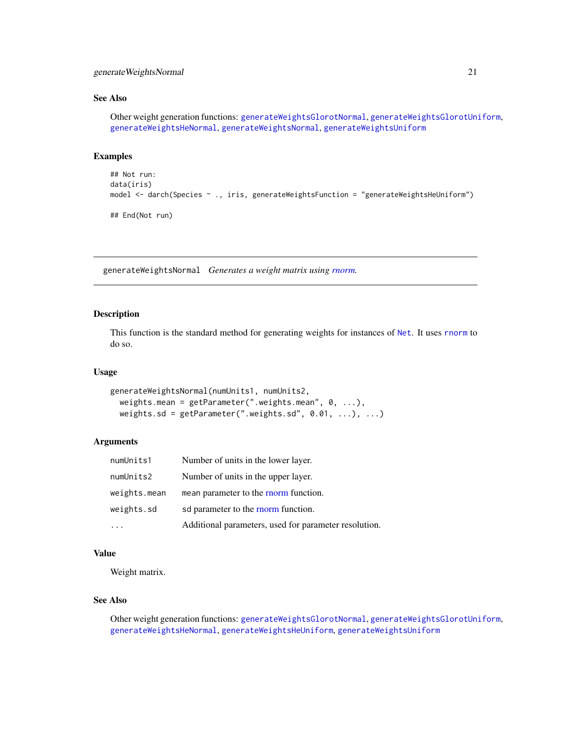### See Also

Other weight generation functions: generateWeightsGlorotNormal, generateWeightsGlorotUniform, generateWeightsHeNormal, generateWeightsNormal, generateWeightsUniform

### Examples

```
## Not run:
data(iris)
model <- darch(Species ~ ., iris, generateWeightsFunction = "generateWeightsHeUniform")

## End(Not run)
```

---

## generateWeightsNormal *Generates a weight matrix using rnorm.*

---

### Description

This function is the standard method for generating weights for instances of Net. It uses rnorm to do so.

### Usage

```
generateWeightsNormal(numUnits1, numUnits2,
  weights.mean = getParameter(".weights.mean", 0, ...),
  weights.sd = getParameter(".weights.sd", 0.01, ...), ...)
```

### Arguments

| | |
|---|---|
| numUnits1 | Number of units in the lower layer. |
| numUnits2 | Number of units in the upper layer. |
| weights.mean | mean parameter to the rnorm function. |
| weights.sd | sd parameter to the rnorm function. |
| ... | Additional parameters, used for parameter resolution. |

### Value

Weight matrix.

### See Also

Other weight generation functions: generateWeightsGlorotNormal, generateWeightsGlorotUniform, generateWeightsHeNormal, generateWeightsHeUniform, generateWeightsUniform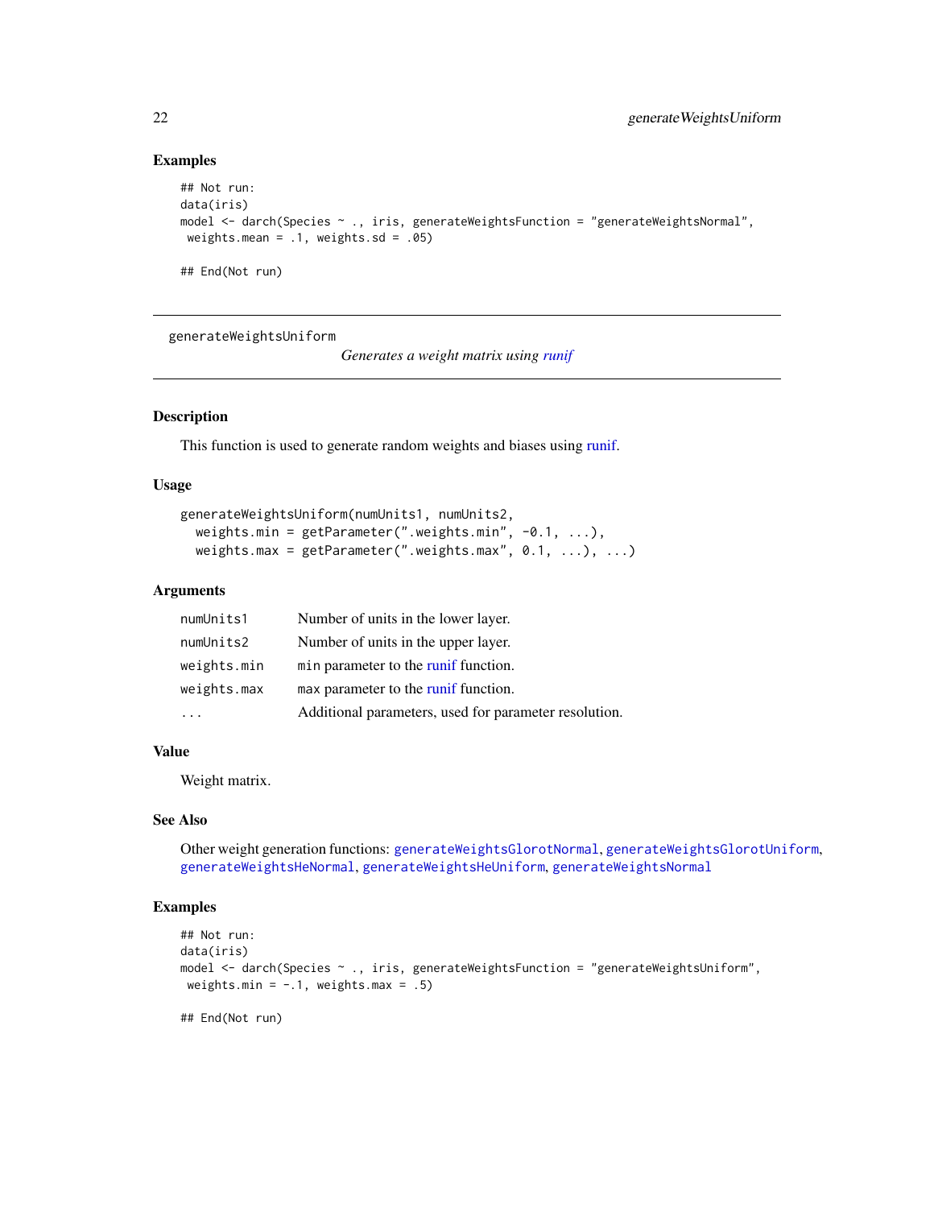## Examples

```
## Not run:
data(iris)
model <- darch(Species ~ ., iris, generateWeightsFunction = "generateWeightsNormal",
 weights.mean = .1, weights.sd = .05)

## End(Not run)
```

---

generateWeightsUniform
*Generates a weight matrix using runif*

---

## Description

This function is used to generate random weights and biases using runif.

## Usage

```
generateWeightsUniform(numUnits1, numUnits2,
  weights.min = getParameter(".weights.min", -0.1, ...),
  weights.max = getParameter(".weights.max", 0.1, ...), ...)
```

## Arguments

| | |
|---|---|
| numUnits1 | Number of units in the lower layer. |
| numUnits2 | Number of units in the upper layer. |
| weights.min | min parameter to the runif function. |
| weights.max | max parameter to the runif function. |
| ... | Additional parameters, used for parameter resolution. |

## Value

Weight matrix.

## See Also

Other weight generation functions: generateWeightsGlorotNormal, generateWeightsGlorotUniform, generateWeightsHeNormal, generateWeightsHeUniform, generateWeightsNormal

## Examples

```
## Not run:
data(iris)
model <- darch(Species ~ ., iris, generateWeightsFunction = "generateWeightsUniform",
 weights.min = -.1, weights.max = .5)

## End(Not run)
```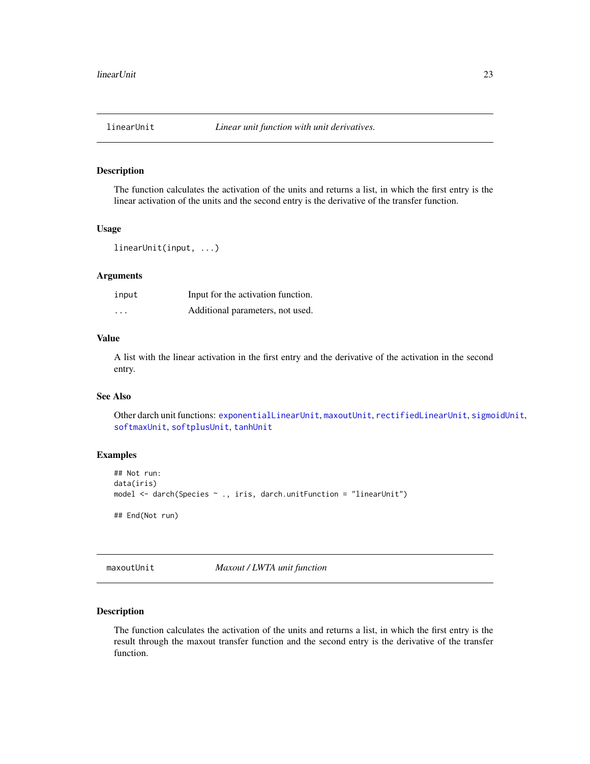## linearUnit — *Linear unit function with unit derivatives.*

### Description

The function calculates the activation of the units and returns a list, in which the first entry is the linear activation of the units and the second entry is the derivative of the transfer function.

### Usage

```
linearUnit(input, ...)
```

### Arguments

| | |
|---|---|
| `input` | Input for the activation function. |
| `...` | Additional parameters, not used. |

### Value

A list with the linear activation in the first entry and the derivative of the activation in the second entry.

### See Also

Other darch unit functions: `exponentialLinearUnit`, `maxoutUnit`, `rectifiedLinearUnit`, `sigmoidUnit`, `softmaxUnit`, `softplusUnit`, `tanhUnit`

### Examples

```
## Not run:
data(iris)
model <- darch(Species ~ ., iris, darch.unitFunction = "linearUnit")

## End(Not run)
```

## maxoutUnit — *Maxout / LWTA unit function*

### Description

The function calculates the activation of the units and returns a list, in which the first entry is the result through the maxout transfer function and the second entry is the derivative of the transfer function.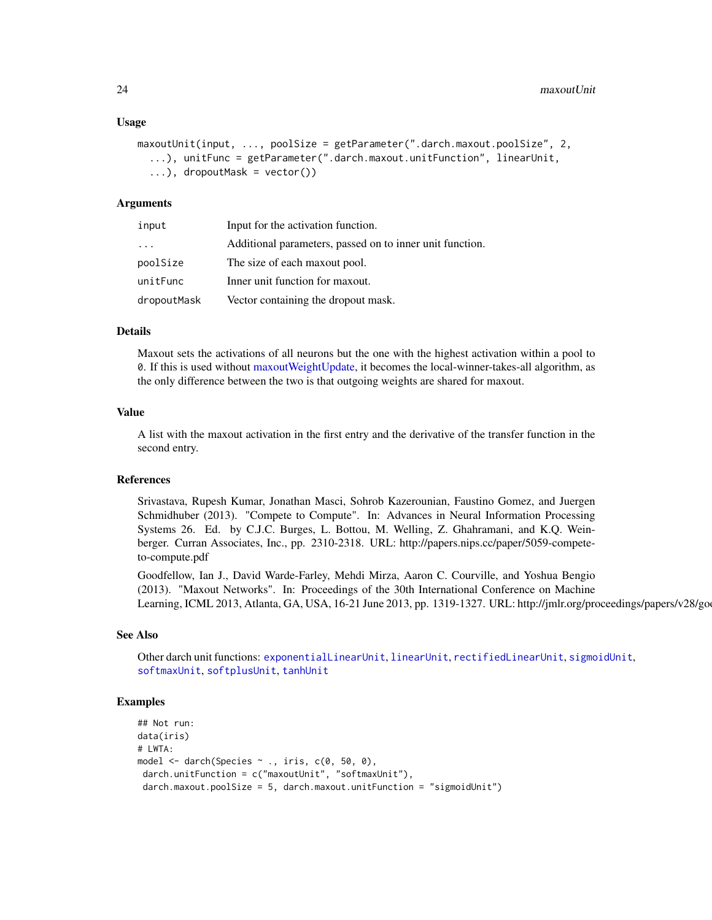### Usage

```
maxoutUnit(input, ..., poolSize = getParameter(".darch.maxout.poolSize", 2,
  ...), unitFunc = getParameter(".darch.maxout.unitFunction", linearUnit,
  ...), dropoutMask = vector())
```

### Arguments

| | |
|---|---|
| `input` | Input for the activation function. |
| `...` | Additional parameters, passed on to inner unit function. |
| `poolSize` | The size of each maxout pool. |
| `unitFunc` | Inner unit function for maxout. |
| `dropoutMask` | Vector containing the dropout mask. |

### Details

Maxout sets the activations of all neurons but the one with the highest activation within a pool to `0`. If this is used without maxoutWeightUpdate, it becomes the local-winner-takes-all algorithm, as the only difference between the two is that outgoing weights are shared for maxout.

### Value

A list with the maxout activation in the first entry and the derivative of the transfer function in the second entry.

### References

Srivastava, Rupesh Kumar, Jonathan Masci, Sohrob Kazerounian, Faustino Gomez, and Juergen Schmidhuber (2013). "Compete to Compute". In: Advances in Neural Information Processing Systems 26. Ed. by C.J.C. Burges, L. Bottou, M. Welling, Z. Ghahramani, and K.Q. Weinberger. Curran Associates, Inc., pp. 2310-2318. URL: http://papers.nips.cc/paper/5059-compete-to-compute.pdf

Goodfellow, Ian J., David Warde-Farley, Mehdi Mirza, Aaron C. Courville, and Yoshua Bengio (2013). "Maxout Networks". In: Proceedings of the 30th International Conference on Machine Learning, ICML 2013, Atlanta, GA, USA, 16-21 June 2013, pp. 1319-1327. URL: http://jmlr.org/proceedings/papers/v28/goo

### See Also

Other darch unit functions: `exponentialLinearUnit`, `linearUnit`, `rectifiedLinearUnit`, `sigmoidUnit`, `softmaxUnit`, `softplusUnit`, `tanhUnit`

### Examples

```
## Not run:
data(iris)
# LWTA:
model <- darch(Species ~ ., iris, c(0, 50, 0),
 darch.unitFunction = c("maxoutUnit", "softmaxUnit"),
 darch.maxout.poolSize = 5, darch.maxout.unitFunction = "sigmoidUnit")
```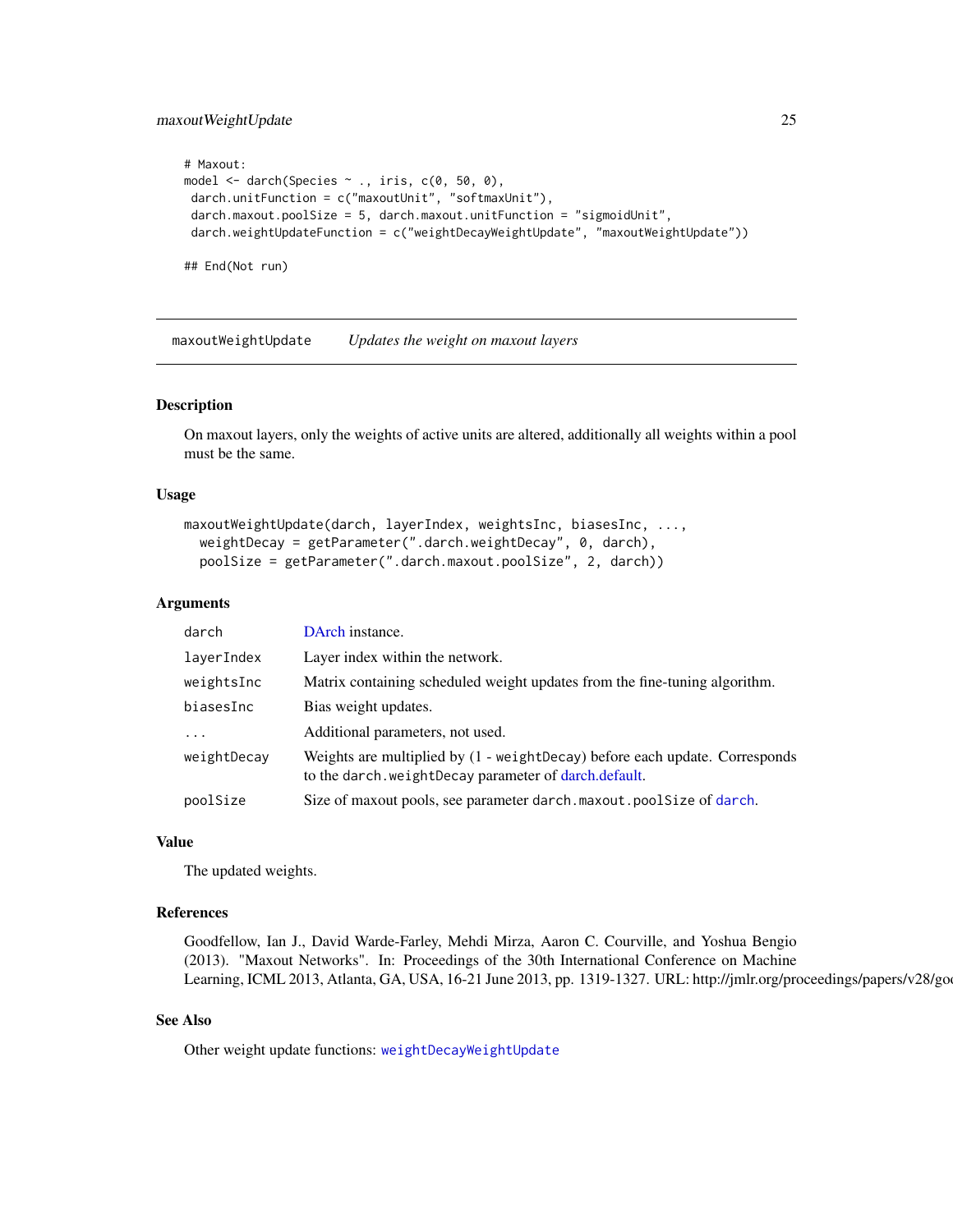```
# Maxout:
model <- darch(Species ~ ., iris, c(0, 50, 0),
 darch.unitFunction = c("maxoutUnit", "softmaxUnit"),
 darch.maxout.poolSize = 5, darch.maxout.unitFunction = "sigmoidUnit",
 darch.weightUpdateFunction = c("weightDecayWeightUpdate", "maxoutWeightUpdate"))

## End(Not run)
```

## maxoutWeightUpdate — *Updates the weight on maxout layers*

### Description

On maxout layers, only the weights of active units are altered, additionally all weights within a pool must be the same.

### Usage

```
maxoutWeightUpdate(darch, layerIndex, weightsInc, biasesInc, ...,
  weightDecay = getParameter(".darch.weightDecay", 0, darch),
  poolSize = getParameter(".darch.maxout.poolSize", 2, darch))
```

### Arguments

| | |
|---|---|
| `darch` | DArch instance. |
| `layerIndex` | Layer index within the network. |
| `weightsInc` | Matrix containing scheduled weight updates from the fine-tuning algorithm. |
| `biasesInc` | Bias weight updates. |
| `...` | Additional parameters, not used. |
| `weightDecay` | Weights are multiplied by (1 - `weightDecay`) before each update. Corresponds to the `darch.weightDecay` parameter of darch.default. |
| `poolSize` | Size of maxout pools, see parameter `darch.maxout.poolSize` of `darch`. |

### Value

The updated weights.

### References

Goodfellow, Ian J., David Warde-Farley, Mehdi Mirza, Aaron C. Courville, and Yoshua Bengio (2013). "Maxout Networks". In: Proceedings of the 30th International Conference on Machine Learning, ICML 2013, Atlanta, GA, USA, 16-21 June 2013, pp. 1319-1327. URL: http://jmlr.org/proceedings/papers/v28/go

### See Also

Other weight update functions: `weightDecayWeightUpdate`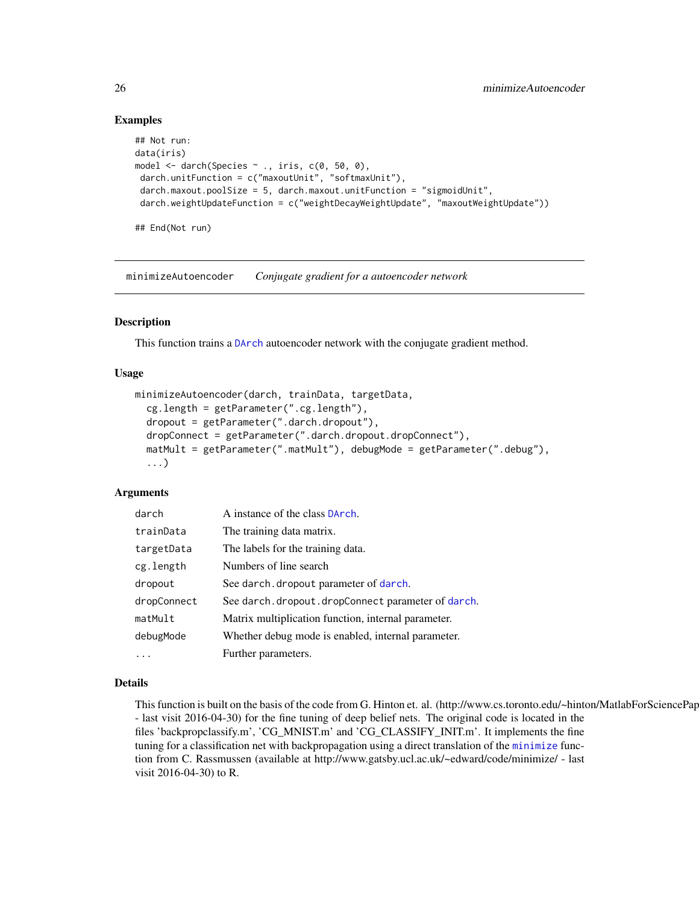## Examples

```
## Not run:
data(iris)
model <- darch(Species ~ ., iris, c(0, 50, 0),
 darch.unitFunction = c("maxoutUnit", "softmaxUnit"),
 darch.maxout.poolSize = 5, darch.maxout.unitFunction = "sigmoidUnit",
 darch.weightUpdateFunction = c("weightDecayWeightUpdate", "maxoutWeightUpdate"))

## End(Not run)
```

---

# minimizeAutoencoder *Conjugate gradient for a autoencoder network*

## Description

This function trains a DArch autoencoder network with the conjugate gradient method.

## Usage

```
minimizeAutoencoder(darch, trainData, targetData,
  cg.length = getParameter(".cg.length"),
  dropout = getParameter(".darch.dropout"),
  dropConnect = getParameter(".darch.dropout.dropConnect"),
  matMult = getParameter(".matMult"), debugMode = getParameter(".debug"),
  ...)
```

## Arguments

| | |
|---|---|
| `darch` | A instance of the class DArch. |
| `trainData` | The training data matrix. |
| `targetData` | The labels for the training data. |
| `cg.length` | Numbers of line search |
| `dropout` | See `darch.dropout` parameter of darch. |
| `dropConnect` | See `darch.dropout.dropConnect` parameter of darch. |
| `matMult` | Matrix multiplication function, internal parameter. |
| `debugMode` | Whether debug mode is enabled, internal parameter. |
| `...` | Further parameters. |

## Details

This function is built on the basis of the code from G. Hinton et. al. (http://www.cs.toronto.edu/~hinton/MatlabForSciencePap - last visit 2016-04-30) for the fine tuning of deep belief nets. The original code is located in the files 'backpropclassify.m', 'CG_MNIST.m' and 'CG_CLASSIFY_INIT.m'. It implements the fine tuning for a classification net with backpropagation using a direct translation of the minimize function from C. Rassmussen (available at http://www.gatsby.ucl.ac.uk/~edward/code/minimize/ - last visit 2016-04-30) to R.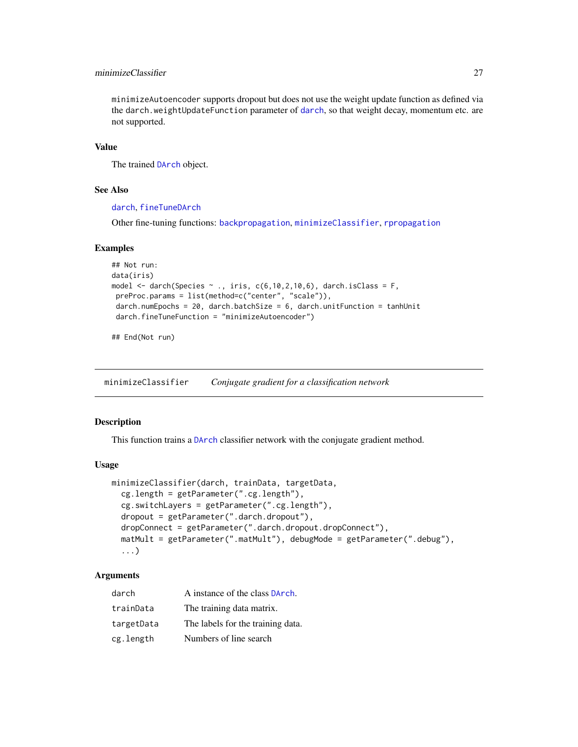minimizeAutoencoder supports dropout but does not use the weight update function as defined via the darch.weightUpdateFunction parameter of darch, so that weight decay, momentum etc. are not supported.

### Value

The trained DArch object.

### See Also

darch, fineTuneDArch

Other fine-tuning functions: backpropagation, minimizeClassifier, rpropagation

### Examples

```
## Not run:
data(iris)
model <- darch(Species ~ ., iris, c(6,10,2,10,6), darch.isClass = F,
 preProc.params = list(method=c("center", "scale")),
 darch.numEpochs = 20, darch.batchSize = 6, darch.unitFunction = tanhUnit
 darch.fineTuneFunction = "minimizeAutoencoder")

## End(Not run)
```

---

## minimizeClassifier    *Conjugate gradient for a classification network*

### Description

This function trains a DArch classifier network with the conjugate gradient method.

### Usage

```
minimizeClassifier(darch, trainData, targetData,
  cg.length = getParameter(".cg.length"),
  cg.switchLayers = getParameter(".cg.length"),
  dropout = getParameter(".darch.dropout"),
  dropConnect = getParameter(".darch.dropout.dropConnect"),
  matMult = getParameter(".matMult"), debugMode = getParameter(".debug"),
  ...)
```

### Arguments

| | |
|---|---|
| darch | A instance of the class DArch. |
| trainData | The training data matrix. |
| targetData | The labels for the training data. |
| cg.length | Numbers of line search |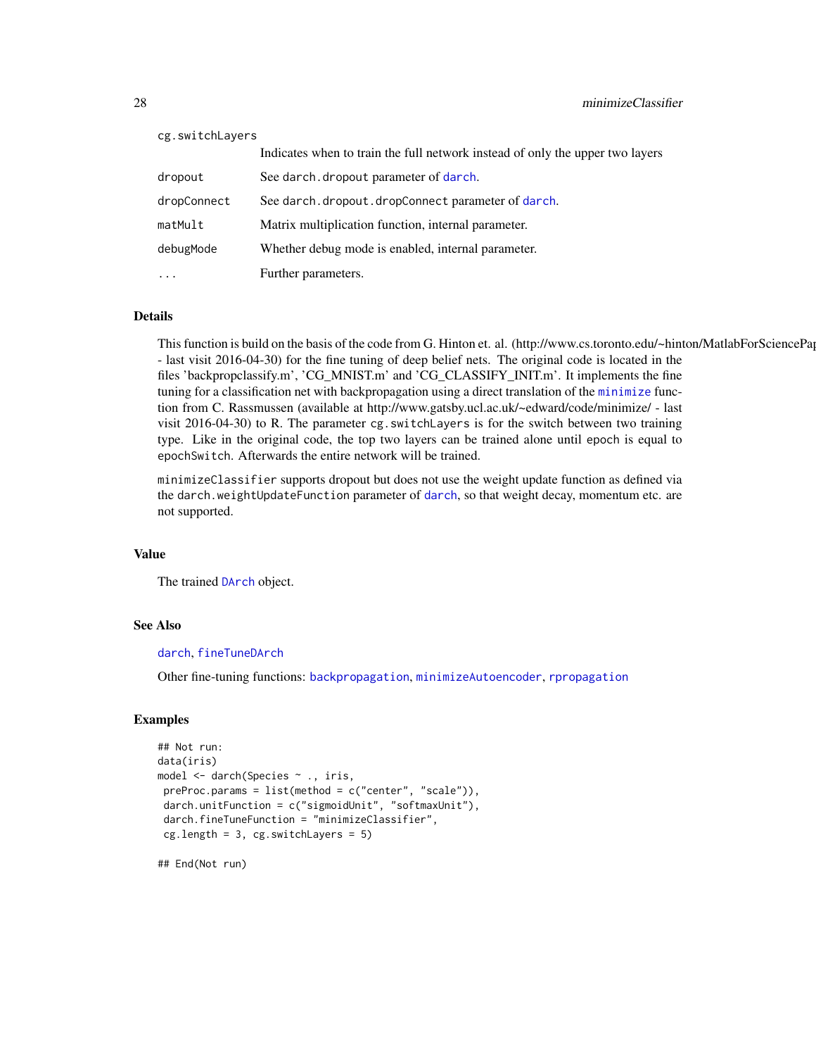| | |
|---|---|
| cg.switchLayers | Indicates when to train the full network instead of only the upper two layers |
| dropout | See darch.dropout parameter of darch. |
| dropConnect | See darch.dropout.dropConnect parameter of darch. |
| matMult | Matrix multiplication function, internal parameter. |
| debugMode | Whether debug mode is enabled, internal parameter. |
| ... | Further parameters. |

## Details

This function is build on the basis of the code from G. Hinton et. al. (http://www.cs.toronto.edu/~hinton/MatlabForSciencePap - last visit 2016-04-30) for the fine tuning of deep belief nets. The original code is located in the files 'backpropclassify.m', 'CG_MNIST.m' and 'CG_CLASSIFY_INIT.m'. It implements the fine tuning for a classification net with backpropagation using a direct translation of the minimize function from C. Rassmussen (available at http://www.gatsby.ucl.ac.uk/~edward/code/minimize/ - last visit 2016-04-30) to R. The parameter cg.switchLayers is for the switch between two training type. Like in the original code, the top two layers can be trained alone until epoch is equal to epochSwitch. Afterwards the entire network will be trained.

minimizeClassifier supports dropout but does not use the weight update function as defined via the darch.weightUpdateFunction parameter of darch, so that weight decay, momentum etc. are not supported.

## Value

The trained DArch object.

## See Also

darch, fineTuneDArch

Other fine-tuning functions: backpropagation, minimizeAutoencoder, rpropagation

## Examples

```
## Not run:
data(iris)
model <- darch(Species ~ ., iris,
 preProc.params = list(method = c("center", "scale")),
 darch.unitFunction = c("sigmoidUnit", "softmaxUnit"),
 darch.fineTuneFunction = "minimizeClassifier",
 cg.length = 3, cg.switchLayers = 5)

## End(Not run)
```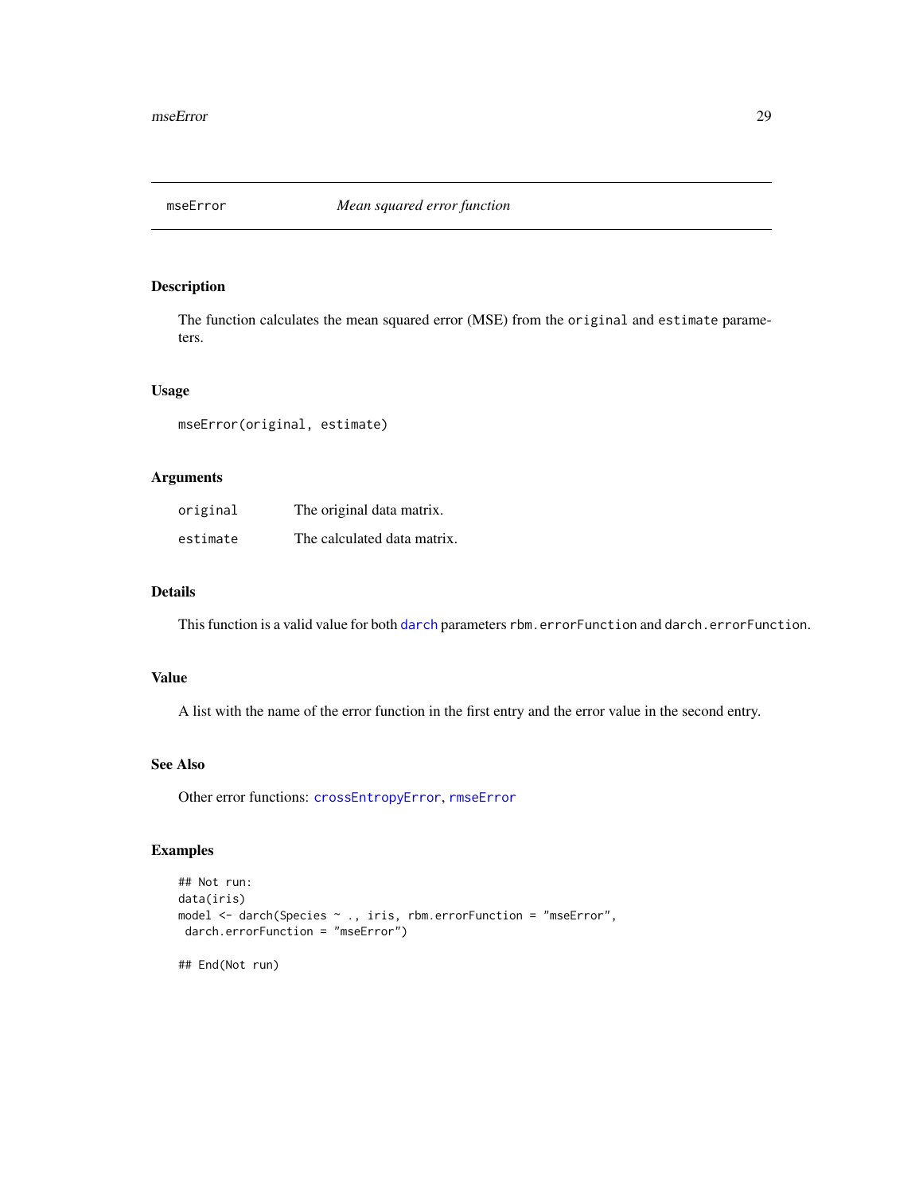`mseError` *Mean squared error function*

## Description

The function calculates the mean squared error (MSE) from the `original` and `estimate` parameters.

## Usage

```
mseError(original, estimate)
```

## Arguments

| | |
|---|---|
| `original` | The original data matrix. |
| `estimate` | The calculated data matrix. |

## Details

This function is a valid value for both `darch` parameters `rbm.errorFunction` and `darch.errorFunction`.

## Value

A list with the name of the error function in the first entry and the error value in the second entry.

## See Also

Other error functions: `crossEntropyError`, `rmseError`

## Examples

```
## Not run:
data(iris)
model <- darch(Species ~ ., iris, rbm.errorFunction = "mseError",
 darch.errorFunction = "mseError")

## End(Not run)
```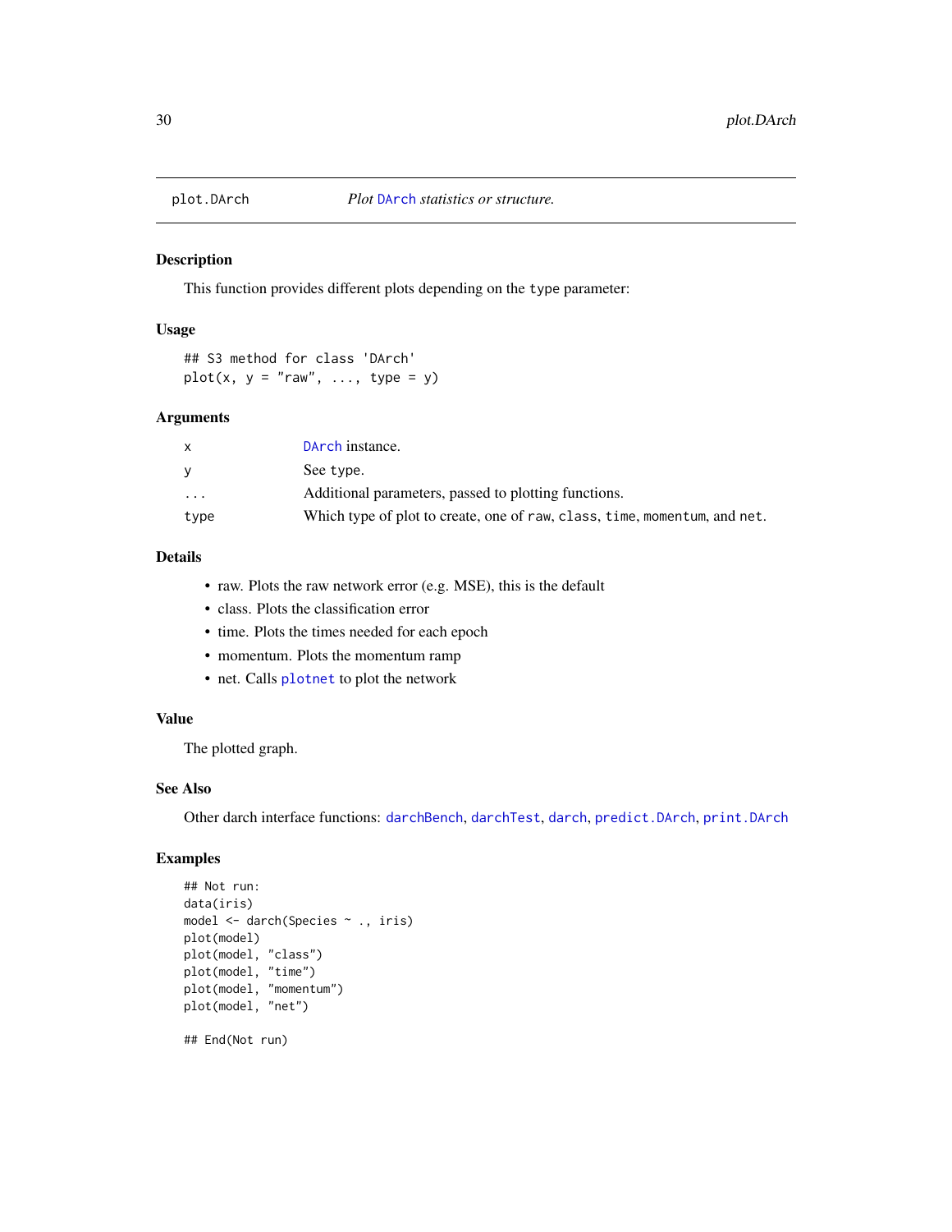plot.DArch — *Plot DArch statistics or structure.*

### Description

This function provides different plots depending on the type parameter:

### Usage

```
## S3 method for class 'DArch'
plot(x, y = "raw", ..., type = y)
```

### Arguments

| | |
|---|---|
| x | DArch instance. |
| y | See type. |
| ... | Additional parameters, passed to plotting functions. |
| type | Which type of plot to create, one of raw, class, time, momentum, and net. |

### Details

- raw. Plots the raw network error (e.g. MSE), this is the default
- class. Plots the classification error
- time. Plots the times needed for each epoch
- momentum. Plots the momentum ramp
- net. Calls plotnet to plot the network

### Value

The plotted graph.

### See Also

Other darch interface functions: darchBench, darchTest, darch, predict.DArch, print.DArch

### Examples

```
## Not run:
data(iris)
model <- darch(Species ~ ., iris)
plot(model)
plot(model, "class")
plot(model, "time")
plot(model, "momentum")
plot(model, "net")

## End(Not run)
```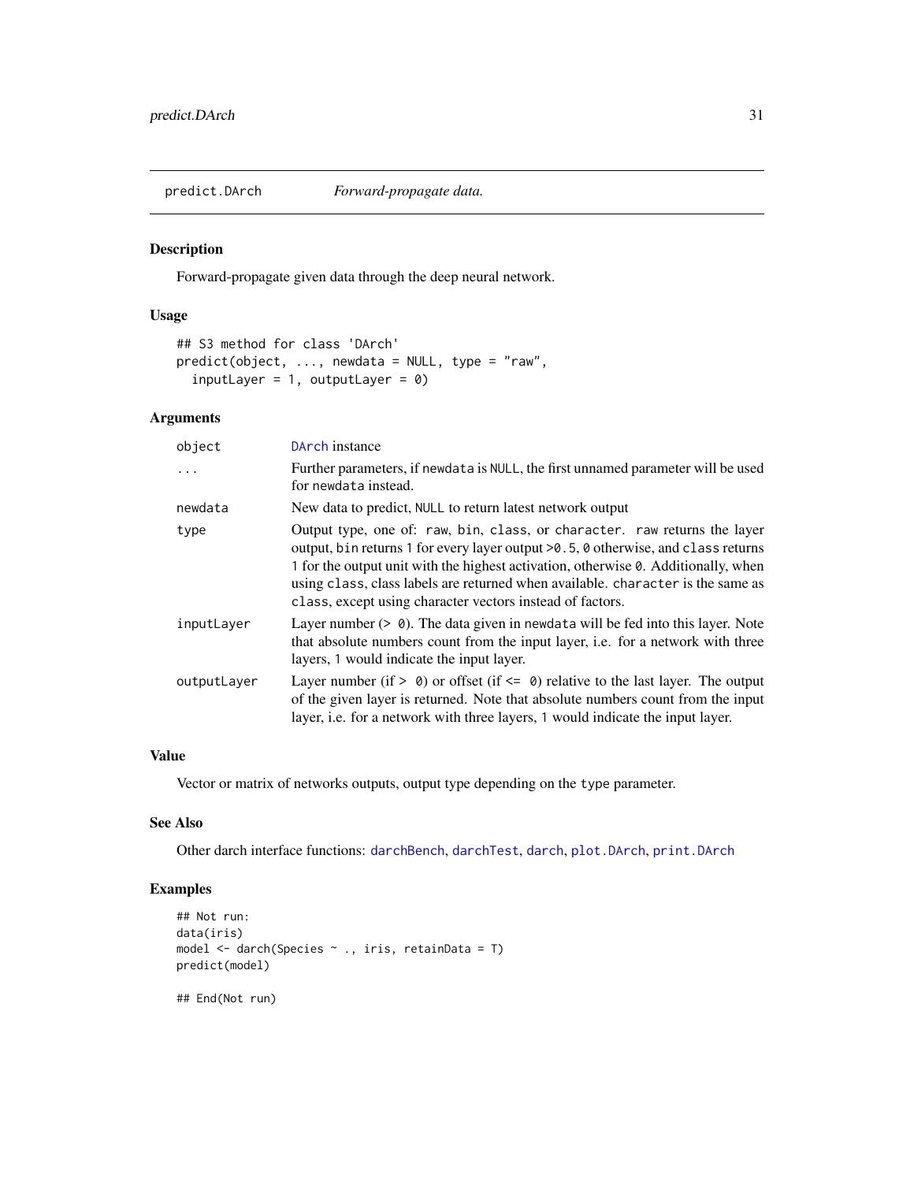## predict.DArch *Forward-propagate data.*

### Description

Forward-propagate given data through the deep neural network.

### Usage

```
## S3 method for class 'DArch'
predict(object, ..., newdata = NULL, type = "raw",
  inputLayer = 1, outputLayer = 0)
```

### Arguments

| | |
|---|---|
| object | DArch instance |
| ... | Further parameters, if newdata is NULL, the first unnamed parameter will be used for newdata instead. |
| newdata | New data to predict, NULL to return latest network output |
| type | Output type, one of: raw, bin, class, or character. raw returns the layer output, bin returns 1 for every layer output >0.5, 0 otherwise, and class returns 1 for the output unit with the highest activation, otherwise 0. Additionally, when using class, class labels are returned when available. character is the same as class, except using character vectors instead of factors. |
| inputLayer | Layer number (> 0). The data given in newdata will be fed into this layer. Note that absolute numbers count from the input layer, i.e. for a network with three layers, 1 would indicate the input layer. |
| outputLayer | Layer number (if > 0) or offset (if <= 0) relative to the last layer. The output of the given layer is returned. Note that absolute numbers count from the input layer, i.e. for a network with three layers, 1 would indicate the input layer. |

### Value

Vector or matrix of networks outputs, output type depending on the type parameter.

### See Also

Other darch interface functions: darchBench, darchTest, darch, plot.DArch, print.DArch

### Examples

```
## Not run:
data(iris)
model <- darch(Species ~ ., iris, retainData = T)
predict(model)

## End(Not run)
```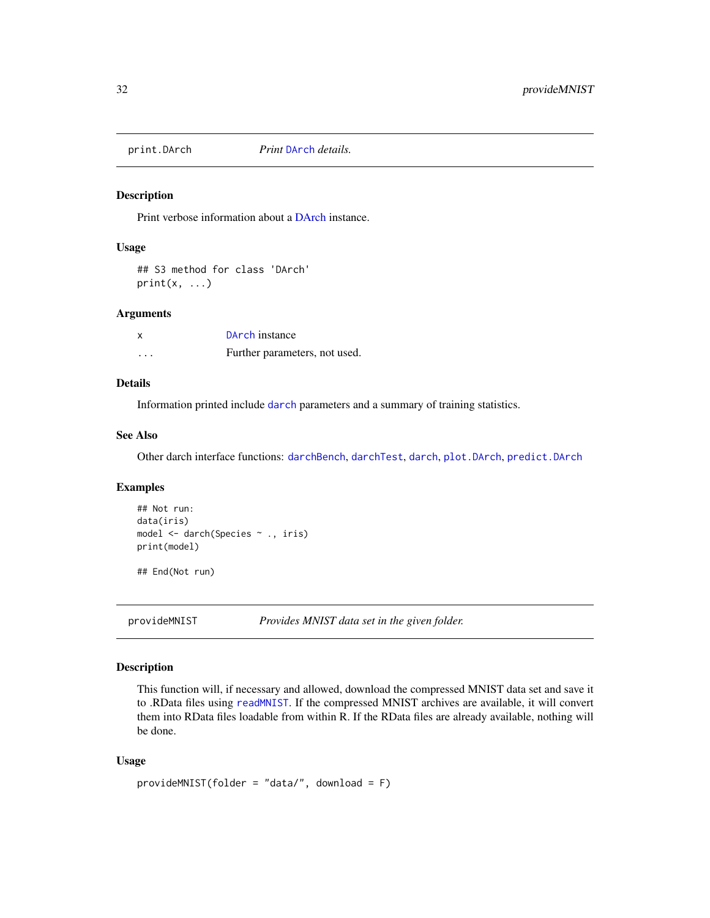## print.DArch — *Print DArch details.*

### Description

Print verbose information about a DArch instance.

### Usage

```
## S3 method for class 'DArch'
print(x, ...)
```

### Arguments

| | |
|---|---|
| x | DArch instance |
| ... | Further parameters, not used. |

### Details

Information printed include darch parameters and a summary of training statistics.

### See Also

Other darch interface functions: darchBench, darchTest, darch, plot.DArch, predict.DArch

### Examples

```
## Not run:
data(iris)
model <- darch(Species ~ ., iris)
print(model)

## End(Not run)
```

## provideMNIST — *Provides MNIST data set in the given folder.*

### Description

This function will, if necessary and allowed, download the compressed MNIST data set and save it to .RData files using readMNIST. If the compressed MNIST archives are available, it will convert them into RData files loadable from within R. If the RData files are already available, nothing will be done.

### Usage

```
provideMNIST(folder = "data/", download = F)
```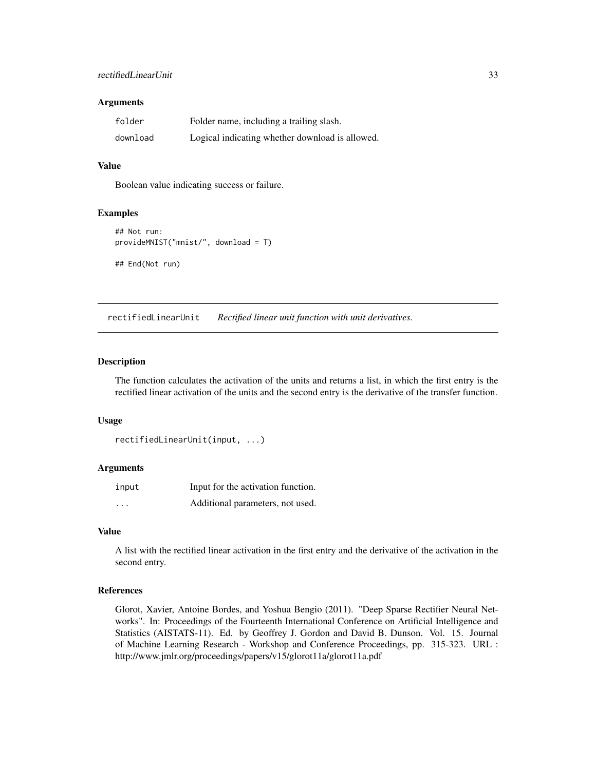### Arguments

| | |
|---|---|
| folder | Folder name, including a trailing slash. |
| download | Logical indicating whether download is allowed. |

### Value

Boolean value indicating success or failure.

### Examples

```
## Not run:
provideMNIST("mnist/", download = T)

## End(Not run)
```

---

## rectifiedLinearUnit *Rectified linear unit function with unit derivatives.*

---

### Description

The function calculates the activation of the units and returns a list, in which the first entry is the rectified linear activation of the units and the second entry is the derivative of the transfer function.

### Usage

```
rectifiedLinearUnit(input, ...)
```

### Arguments

| | |
|---|---|
| input | Input for the activation function. |
| ... | Additional parameters, not used. |

### Value

A list with the rectified linear activation in the first entry and the derivative of the activation in the second entry.

### References

Glorot, Xavier, Antoine Bordes, and Yoshua Bengio (2011). "Deep Sparse Rectifier Neural Networks". In: Proceedings of the Fourteenth International Conference on Artificial Intelligence and Statistics (AISTATS-11). Ed. by Geoffrey J. Gordon and David B. Dunson. Vol. 15. Journal of Machine Learning Research - Workshop and Conference Proceedings, pp. 315-323. URL : http://www.jmlr.org/proceedings/papers/v15/glorot11a/glorot11a.pdf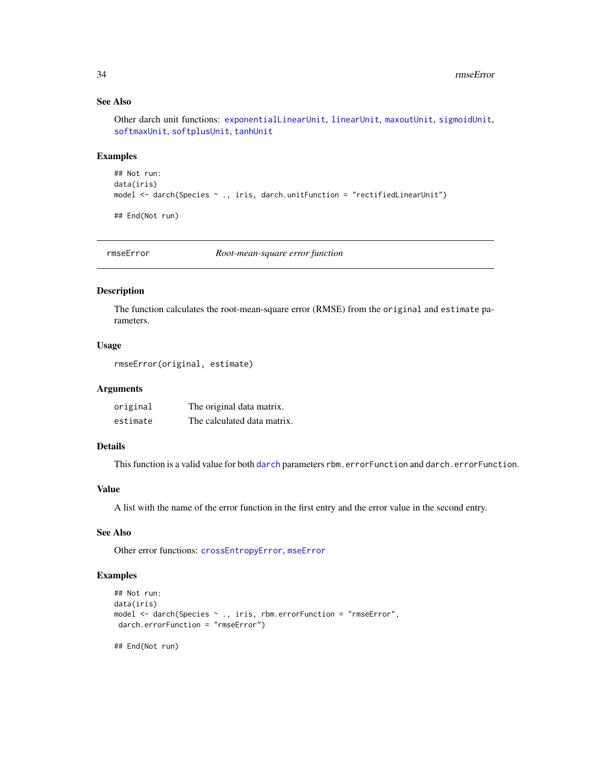### See Also

Other darch unit functions: `exponentialLinearUnit`, `linearUnit`, `maxoutUnit`, `sigmoidUnit`, `softmaxUnit`, `softplusUnit`, `tanhUnit`

### Examples

```
## Not run:
data(iris)
model <- darch(Species ~ ., iris, darch.unitFunction = "rectifiedLinearUnit")

## End(Not run)
```

---

## rmseError *Root-mean-square error function*

### Description

The function calculates the root-mean-square error (RMSE) from the `original` and `estimate` parameters.

### Usage

```
rmseError(original, estimate)
```

### Arguments

| | |
|---|---|
| `original` | The original data matrix. |
| `estimate` | The calculated data matrix. |

### Details

This function is a valid value for both `darch` parameters `rbm.errorFunction` and `darch.errorFunction`.

### Value

A list with the name of the error function in the first entry and the error value in the second entry.

### See Also

Other error functions: `crossEntropyError`, `mseError`

### Examples

```
## Not run:
data(iris)
model <- darch(Species ~ ., iris, rbm.errorFunction = "rmseError",
 darch.errorFunction = "rmseError")

## End(Not run)
```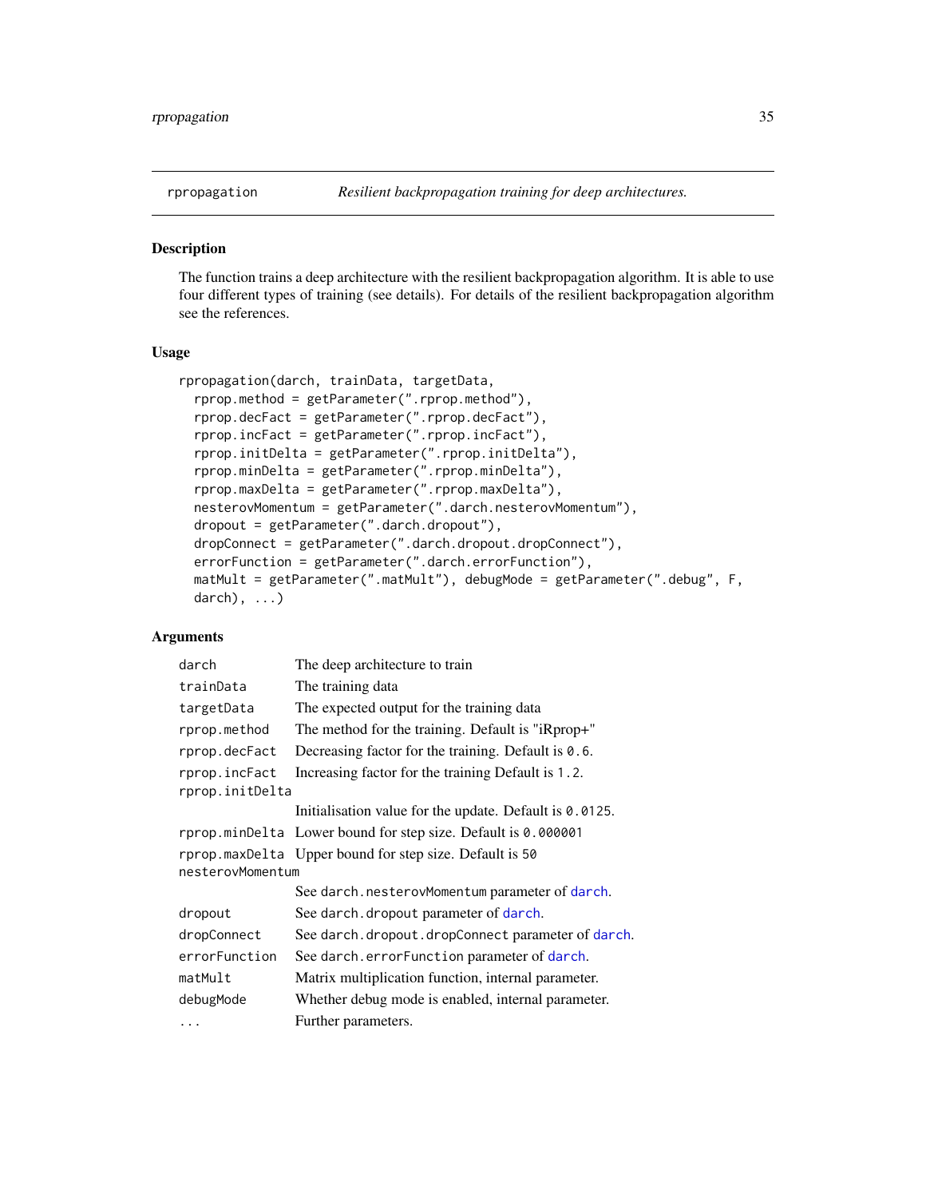## rpropagation — *Resilient backpropagation training for deep architectures.*

### Description

The function trains a deep architecture with the resilient backpropagation algorithm. It is able to use four different types of training (see details). For details of the resilient backpropagation algorithm see the references.

### Usage

```
rpropagation(darch, trainData, targetData,
  rprop.method = getParameter(".rprop.method"),
  rprop.decFact = getParameter(".rprop.decFact"),
  rprop.incFact = getParameter(".rprop.incFact"),
  rprop.initDelta = getParameter(".rprop.initDelta"),
  rprop.minDelta = getParameter(".rprop.minDelta"),
  rprop.maxDelta = getParameter(".rprop.maxDelta"),
  nesterovMomentum = getParameter(".darch.nesterovMomentum"),
  dropout = getParameter(".darch.dropout"),
  dropConnect = getParameter(".darch.dropout.dropConnect"),
  errorFunction = getParameter(".darch.errorFunction"),
  matMult = getParameter(".matMult"), debugMode = getParameter(".debug", F,
  darch), ...)
```

### Arguments

| | |
|---|---|
| `darch` | The deep architecture to train |
| `trainData` | The training data |
| `targetData` | The expected output for the training data |
| `rprop.method` | The method for the training. Default is "iRprop+" |
| `rprop.decFact` | Decreasing factor for the training. Default is `0.6`. |
| `rprop.incFact` | Increasing factor for the training Default is `1.2`. |
| `rprop.initDelta` | Initialisation value for the update. Default is `0.0125`. |
| `rprop.minDelta` | Lower bound for step size. Default is `0.000001` |
| `rprop.maxDelta` | Upper bound for step size. Default is `50` |
| `nesterovMomentum` | See `darch.nesterovMomentum` parameter of darch. |
| `dropout` | See `darch.dropout` parameter of darch. |
| `dropConnect` | See `darch.dropout.dropConnect` parameter of darch. |
| `errorFunction` | See `darch.errorFunction` parameter of darch. |
| `matMult` | Matrix multiplication function, internal parameter. |
| `debugMode` | Whether debug mode is enabled, internal parameter. |
| `...` | Further parameters. |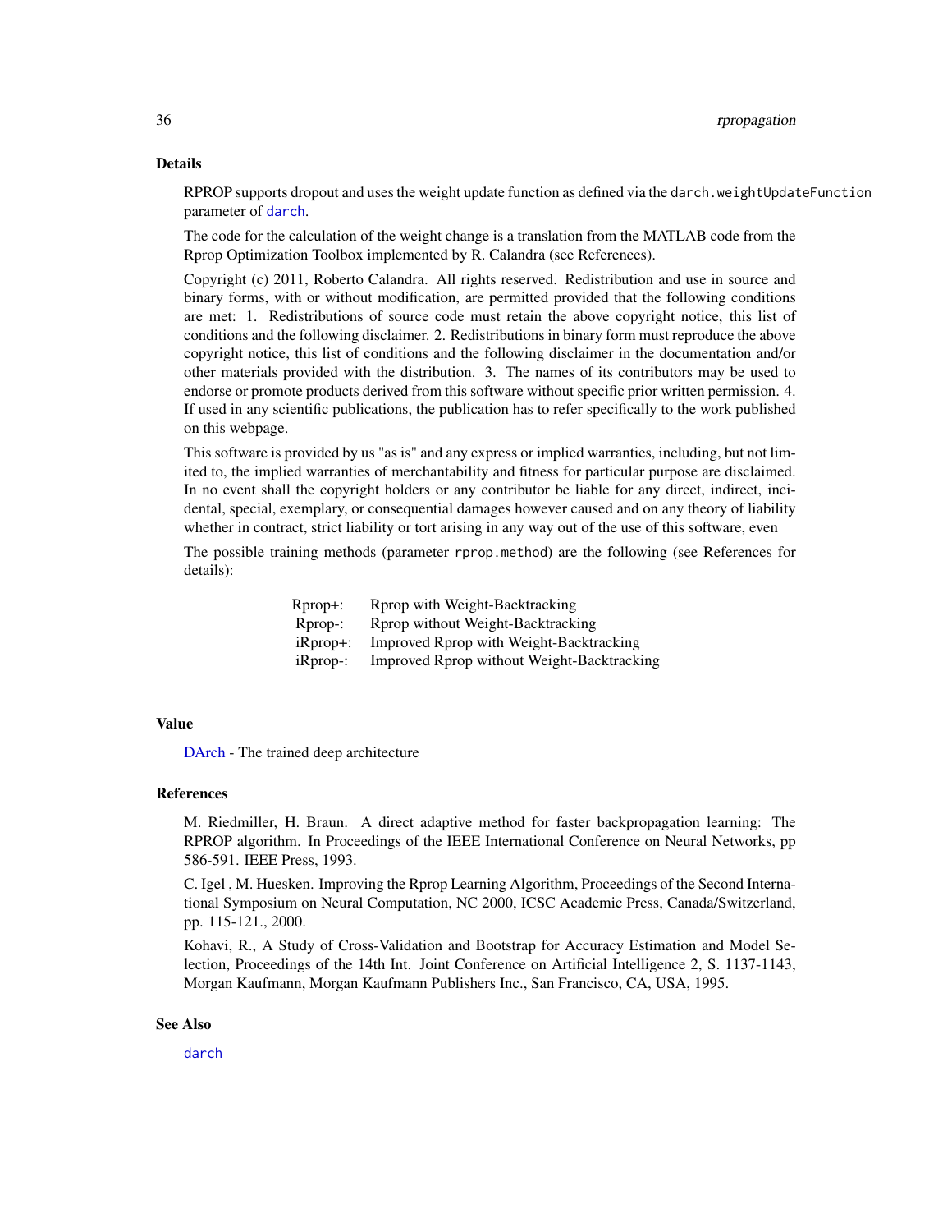## Details

RPROP supports dropout and uses the weight update function as defined via the `darch.weightUpdateFunction` parameter of `darch`.

The code for the calculation of the weight change is a translation from the MATLAB code from the Rprop Optimization Toolbox implemented by R. Calandra (see References).

Copyright (c) 2011, Roberto Calandra. All rights reserved. Redistribution and use in source and binary forms, with or without modification, are permitted provided that the following conditions are met: 1. Redistributions of source code must retain the above copyright notice, this list of conditions and the following disclaimer. 2. Redistributions in binary form must reproduce the above copyright notice, this list of conditions and the following disclaimer in the documentation and/or other materials provided with the distribution. 3. The names of its contributors may be used to endorse or promote products derived from this software without specific prior written permission. 4. If used in any scientific publications, the publication has to refer specifically to the work published on this webpage.

This software is provided by us "as is" and any express or implied warranties, including, but not limited to, the implied warranties of merchantability and fitness for particular purpose are disclaimed. In no event shall the copyright holders or any contributor be liable for any direct, indirect, incidental, special, exemplary, or consequential damages however caused and on any theory of liability whether in contract, strict liability or tort arising in any way out of the use of this software, even

The possible training methods (parameter `rprop.method`) are the following (see References for details):

| | |
|---|---|
| Rprop+: | Rprop with Weight-Backtracking |
| Rprop-: | Rprop without Weight-Backtracking |
| iRprop+: | Improved Rprop with Weight-Backtracking |
| iRprop-: | Improved Rprop without Weight-Backtracking |

## Value

DArch - The trained deep architecture

## References

M. Riedmiller, H. Braun. A direct adaptive method for faster backpropagation learning: The RPROP algorithm. In Proceedings of the IEEE International Conference on Neural Networks, pp 586-591. IEEE Press, 1993.

C. Igel , M. Huesken. Improving the Rprop Learning Algorithm, Proceedings of the Second International Symposium on Neural Computation, NC 2000, ICSC Academic Press, Canada/Switzerland, pp. 115-121., 2000.

Kohavi, R., A Study of Cross-Validation and Bootstrap for Accuracy Estimation and Model Selection, Proceedings of the 14th Int. Joint Conference on Artificial Intelligence 2, S. 1137-1143, Morgan Kaufmann, Morgan Kaufmann Publishers Inc., San Francisco, CA, USA, 1995.

## See Also

`darch`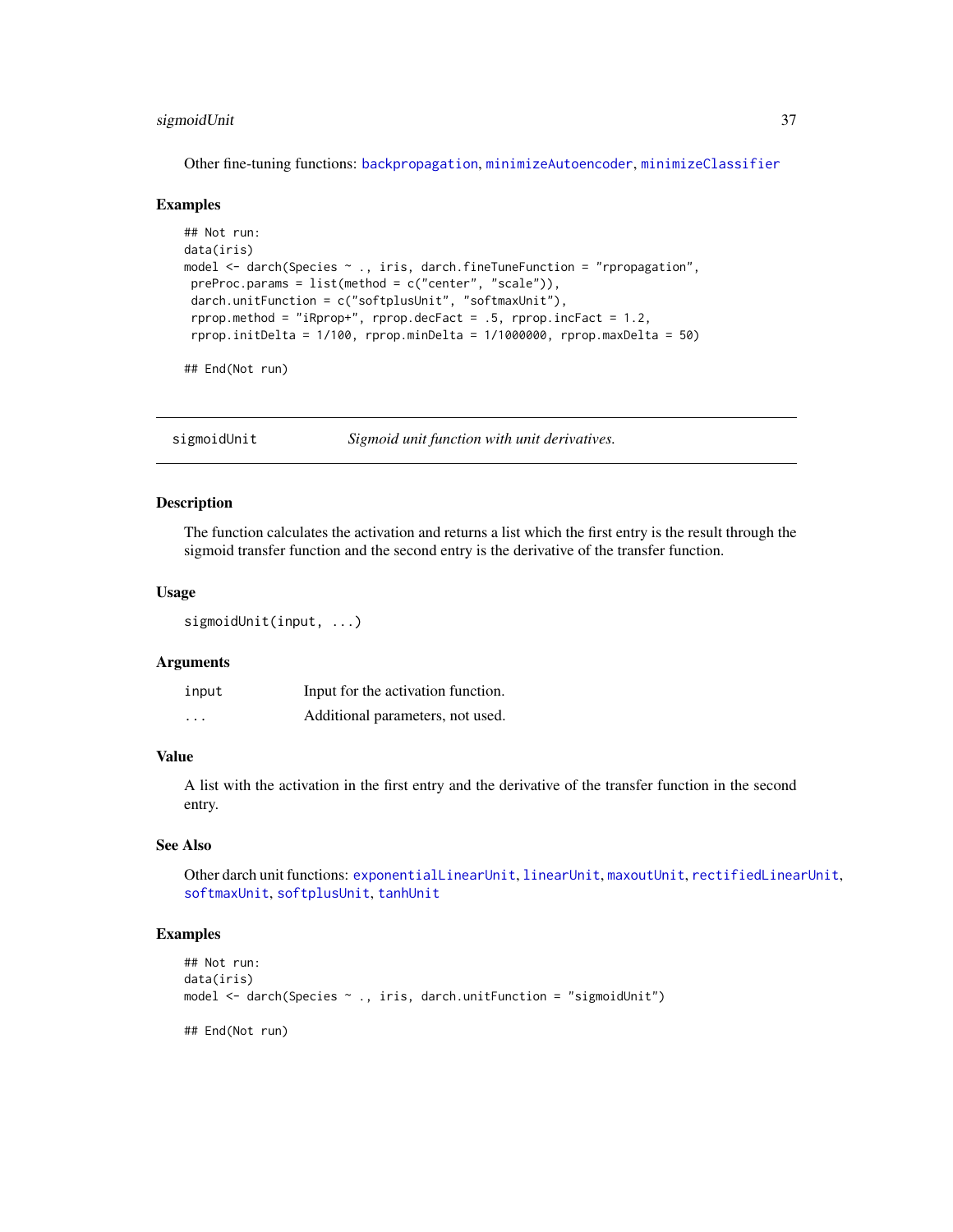Other fine-tuning functions: backpropagation, minimizeAutoencoder, minimizeClassifier

### Examples

```
## Not run:
data(iris)
model <- darch(Species ~ ., iris, darch.fineTuneFunction = "rpropagation",
 preProc.params = list(method = c("center", "scale")),
 darch.unitFunction = c("softplusUnit", "softmaxUnit"),
 rprop.method = "iRprop+", rprop.decFact = .5, rprop.incFact = 1.2,
 rprop.initDelta = 1/100, rprop.minDelta = 1/1000000, rprop.maxDelta = 50)

## End(Not run)
```

## sigmoidUnit — *Sigmoid unit function with unit derivatives.*

### Description

The function calculates the activation and returns a list which the first entry is the result through the sigmoid transfer function and the second entry is the derivative of the transfer function.

### Usage

```
sigmoidUnit(input, ...)
```

### Arguments

| | |
|---|---|
| input | Input for the activation function. |
| ... | Additional parameters, not used. |

### Value

A list with the activation in the first entry and the derivative of the transfer function in the second entry.

### See Also

Other darch unit functions: exponentialLinearUnit, linearUnit, maxoutUnit, rectifiedLinearUnit, softmaxUnit, softplusUnit, tanhUnit

### Examples

```
## Not run:
data(iris)
model <- darch(Species ~ ., iris, darch.unitFunction = "sigmoidUnit")

## End(Not run)
```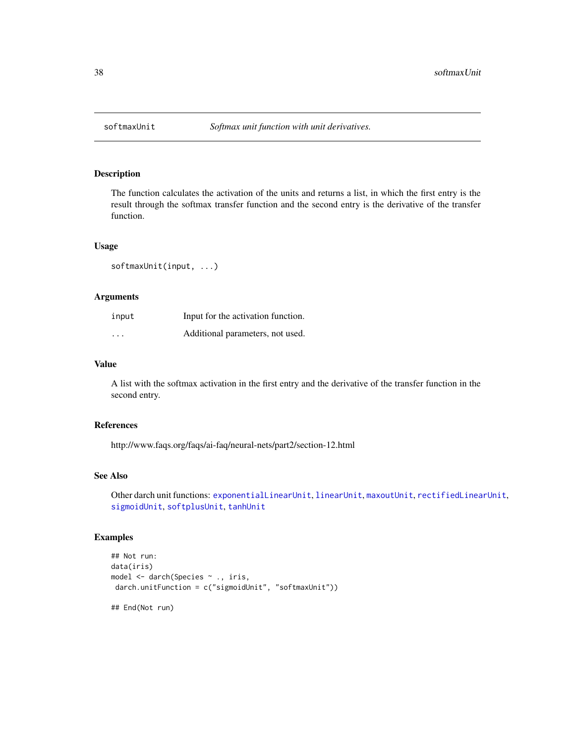# softmaxUnit — *Softmax unit function with unit derivatives.*

## Description

The function calculates the activation of the units and returns a list, in which the first entry is the result through the softmax transfer function and the second entry is the derivative of the transfer function.

## Usage

```
softmaxUnit(input, ...)
```

## Arguments

| | |
|---|---|
| input | Input for the activation function. |
| ... | Additional parameters, not used. |

## Value

A list with the softmax activation in the first entry and the derivative of the transfer function in the second entry.

## References

http://www.faqs.org/faqs/ai-faq/neural-nets/part2/section-12.html

## See Also

Other darch unit functions: exponentialLinearUnit, linearUnit, maxoutUnit, rectifiedLinearUnit, sigmoidUnit, softplusUnit, tanhUnit

## Examples

```
## Not run:
data(iris)
model <- darch(Species ~ ., iris,
 darch.unitFunction = c("sigmoidUnit", "softmaxUnit"))

## End(Not run)
```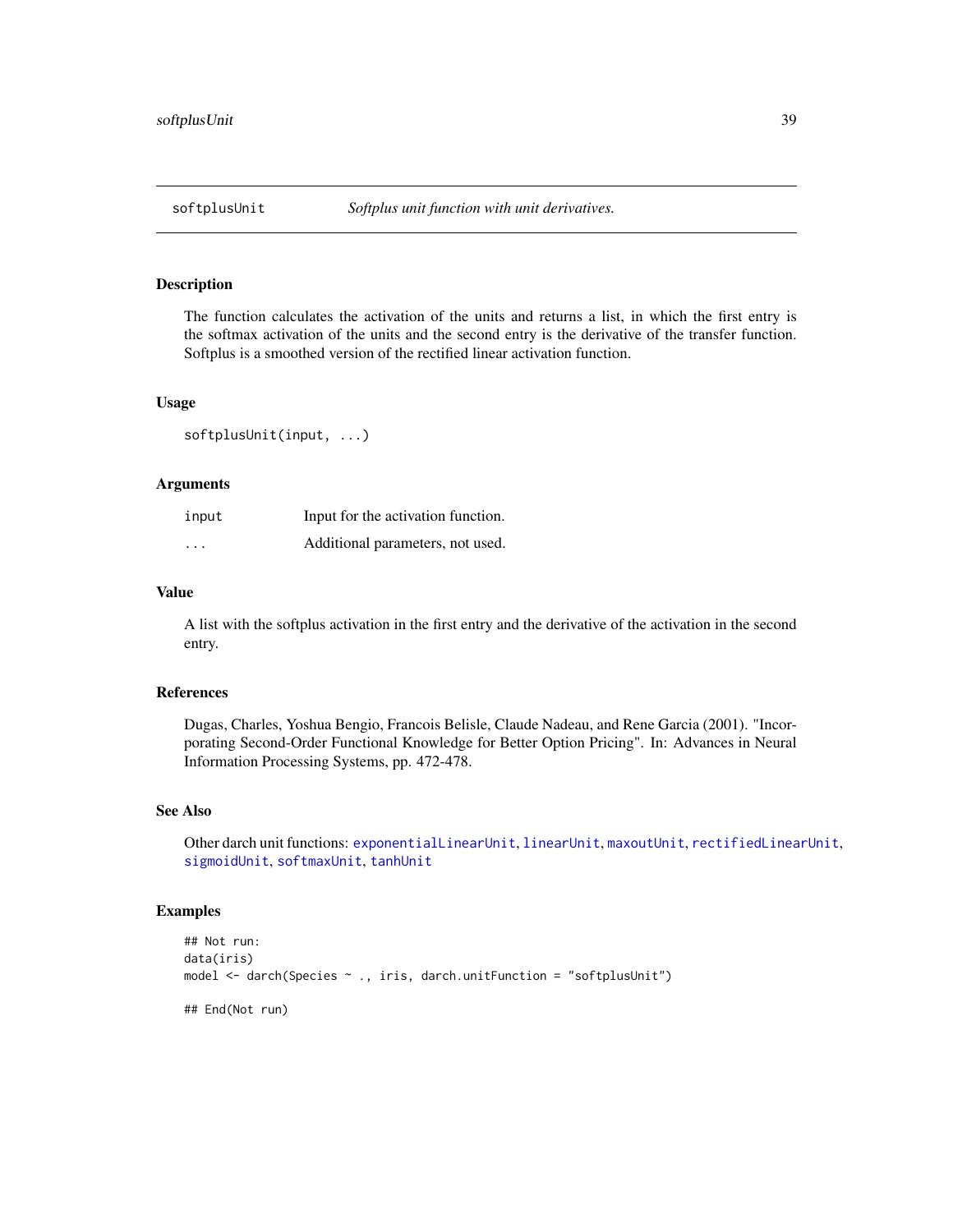## softplusUnit — *Softplus unit function with unit derivatives.*

### Description

The function calculates the activation of the units and returns a list, in which the first entry is the softmax activation of the units and the second entry is the derivative of the transfer function. Softplus is a smoothed version of the rectified linear activation function.

### Usage

```
softplusUnit(input, ...)
```

### Arguments

| | |
|---|---|
| input | Input for the activation function. |
| ... | Additional parameters, not used. |

### Value

A list with the softplus activation in the first entry and the derivative of the activation in the second entry.

### References

Dugas, Charles, Yoshua Bengio, Francois Belisle, Claude Nadeau, and Rene Garcia (2001). "Incorporating Second-Order Functional Knowledge for Better Option Pricing". In: Advances in Neural Information Processing Systems, pp. 472-478.

### See Also

Other darch unit functions: exponentialLinearUnit, linearUnit, maxoutUnit, rectifiedLinearUnit, sigmoidUnit, softmaxUnit, tanhUnit

### Examples

```
## Not run:
data(iris)
model <- darch(Species ~ ., iris, darch.unitFunction = "softplusUnit")

## End(Not run)
```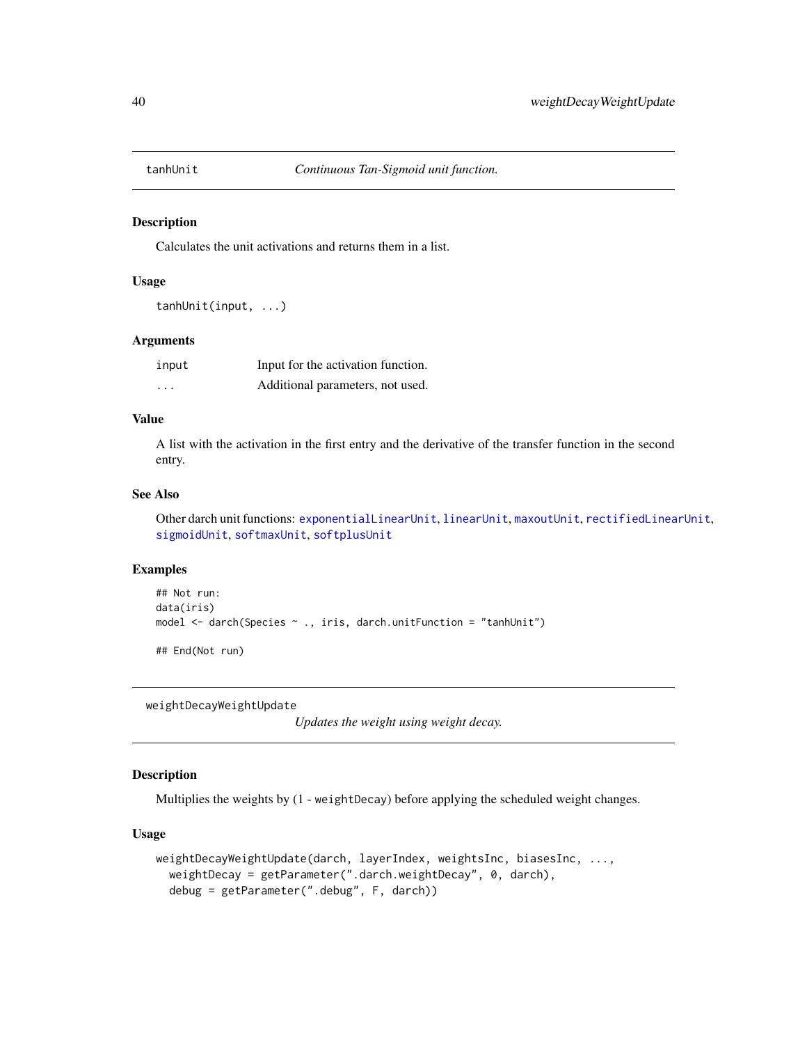## tanhUnit — *Continuous Tan-Sigmoid unit function.*

### Description

Calculates the unit activations and returns them in a list.

### Usage

```
tanhUnit(input, ...)
```

### Arguments

| | |
|---|---|
| input | Input for the activation function. |
| ... | Additional parameters, not used. |

### Value

A list with the activation in the first entry and the derivative of the transfer function in the second entry.

### See Also

Other darch unit functions: exponentialLinearUnit, linearUnit, maxoutUnit, rectifiedLinearUnit, sigmoidUnit, softmaxUnit, softplusUnit

### Examples

```
## Not run:
data(iris)
model <- darch(Species ~ ., iris, darch.unitFunction = "tanhUnit")

## End(Not run)
```

## weightDecayWeightUpdate — *Updates the weight using weight decay.*

### Description

Multiplies the weights by (1 - weightDecay) before applying the scheduled weight changes.

### Usage

```
weightDecayWeightUpdate(darch, layerIndex, weightsInc, biasesInc, ...,
  weightDecay = getParameter(".darch.weightDecay", 0, darch),
  debug = getParameter(".debug", F, darch))
```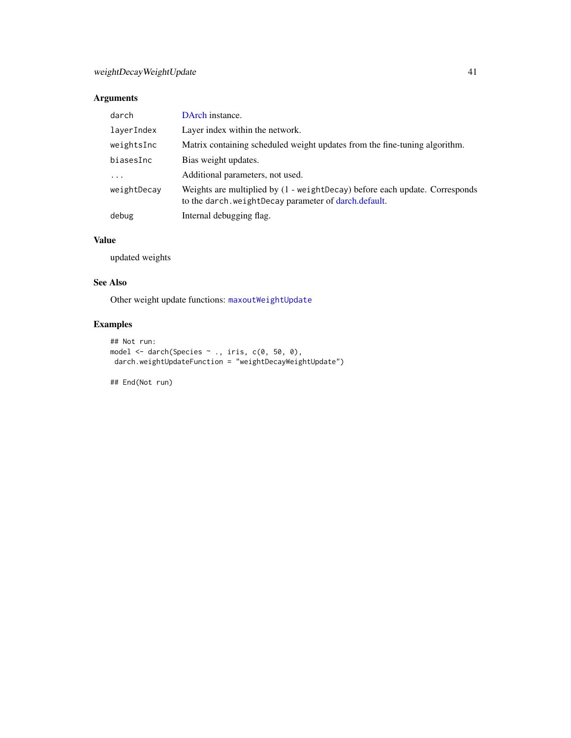### Arguments

| | |
|---|---|
| `darch` | DArch instance. |
| `layerIndex` | Layer index within the network. |
| `weightsInc` | Matrix containing scheduled weight updates from the fine-tuning algorithm. |
| `biasesInc` | Bias weight updates. |
| `...` | Additional parameters, not used. |
| `weightDecay` | Weights are multiplied by (1 - `weightDecay`) before each update. Corresponds to the `darch.weightDecay` parameter of darch.default. |
| `debug` | Internal debugging flag. |

### Value

updated weights

### See Also

Other weight update functions: `maxoutWeightUpdate`

### Examples

```
## Not run:
model <- darch(Species ~ ., iris, c(0, 50, 0),
 darch.weightUpdateFunction = "weightDecayWeightUpdate")

## End(Not run)
```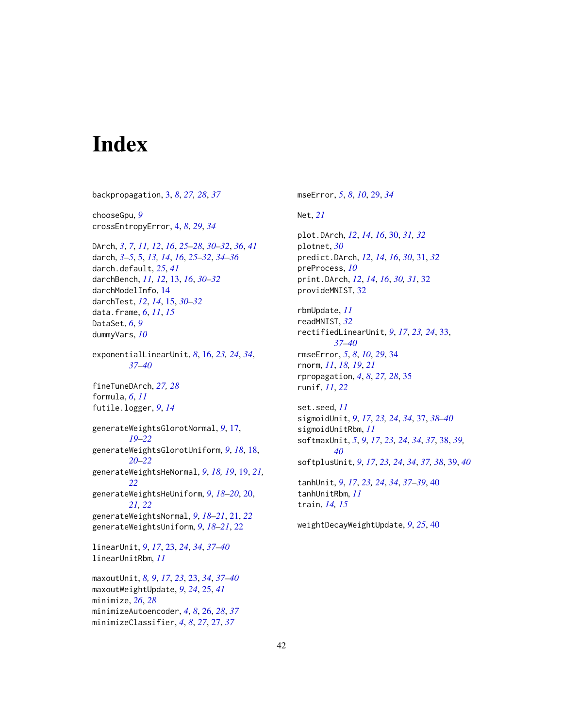# Index

backpropagation, 3, *8*, *27, 28*, *37*

chooseGpu, *9*
crossEntropyError, 4, *8*, *29*, *34*

DArch, *3*, *7*, *11, 12*, *16*, *25–28*, *30–32*, *36*, *41*
darch, *3–5*, 5, *13, 14*, *16*, *25–32*, *34–36*
darch.default, *25*, *41*
darchBench, *11, 12*, 13, *16*, *30–32*
darchModelInfo, 14
darchTest, *12*, *14*, 15, *30–32*
data.frame, *6*, *11*, *15*
DataSet, *6*, *9*
dummyVars, *10*

exponentialLinearUnit, *8*, 16, *23, 24*, *34*, *37–40*

fineTuneDArch, *27, 28*
formula, *6*, *11*
futile.logger, *9*, *14*

generateWeightsGlorotNormal, *9*, 17, *19–22*
generateWeightsGlorotUniform, *9*, *18*, 18, *20–22*
generateWeightsHeNormal, *9*, *18, 19*, 19, *21, 22*
generateWeightsHeUniform, *9*, *18–20*, 20, *21, 22*
generateWeightsNormal, *9*, *18–21*, 21, *22*
generateWeightsUniform, *9*, *18–21*, 22

linearUnit, *9*, *17*, 23, *24*, *34*, *37–40*
linearUnitRbm, *11*

maxoutUnit, *8, 9*, *17*, *23*, 23, *34*, *37–40*
maxoutWeightUpdate, *9*, *24*, 25, *41*
minimize, *26*, *28*
minimizeAutoencoder, *4*, *8*, 26, *28*, *37*
minimizeClassifier, *4*, *8*, *27*, 27, *37*

mseError, *5*, *8*, *10*, 29, *34*

Net, *21*

plot.DArch, *12*, *14*, *16*, 30, *31, 32*
plotnet, *30*
predict.DArch, *12*, *14*, *16*, *30*, 31, *32*
preProcess, *10*
print.DArch, *12*, *14*, *16*, *30, 31*, 32
provideMNIST, 32

rbmUpdate, *11*
readMNIST, *32*
rectifiedLinearUnit, *9*, *17*, *23, 24*, 33, *37–40*
rmseError, *5*, *8*, *10*, *29*, 34
rnorm, *11*, *18, 19*, *21*
rpropagation, *4*, *8*, *27, 28*, 35
runif, *11*, *22*

set.seed, *11*
sigmoidUnit, *9*, *17*, *23, 24*, *34*, 37, *38–40*
sigmoidUnitRbm, *11*
softmaxUnit, *5*, *9*, *17*, *23, 24*, *34*, *37*, 38, *39, 40*
softplusUnit, *9*, *17*, *23, 24*, *34*, *37, 38*, 39, *40*

tanhUnit, *9*, *17*, *23, 24*, *34*, *37–39*, 40
tanhUnitRbm, *11*
train, *14, 15*

weightDecayWeightUpdate, *9*, *25*, 40